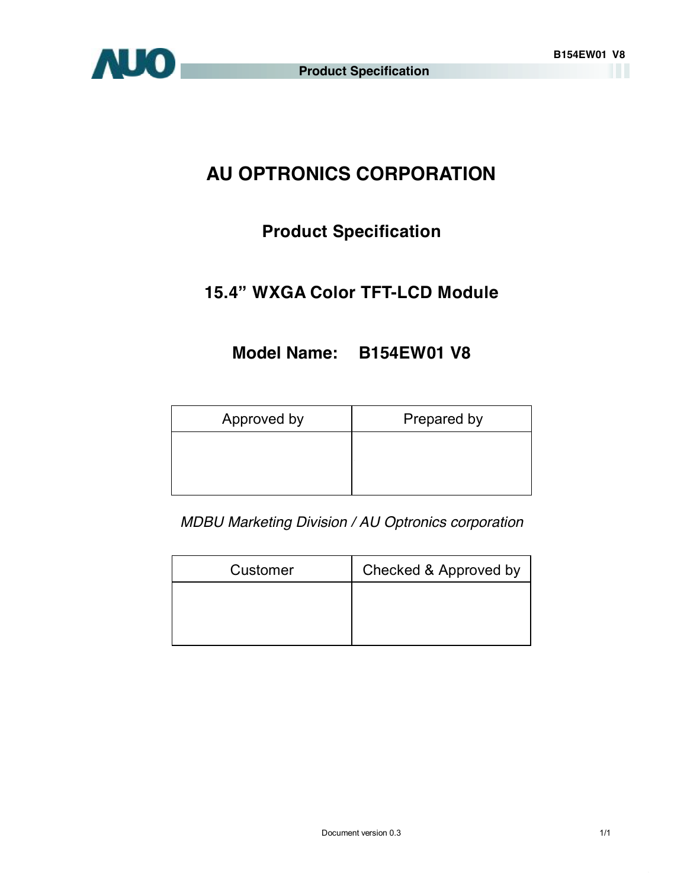# AU OPTRONICS CORPORATION

## Product Specification

## 15.4" WXGA Color TFT-LCD Module

## Model Name: B154EW01 V8

| Approved by | Prepared by |
| --- | --- |
| | |

*MDBU Marketing Division / AU Optronics corporation*

| Customer | Checked & Approved by |
| --- | --- |
| | |

Document version 0.3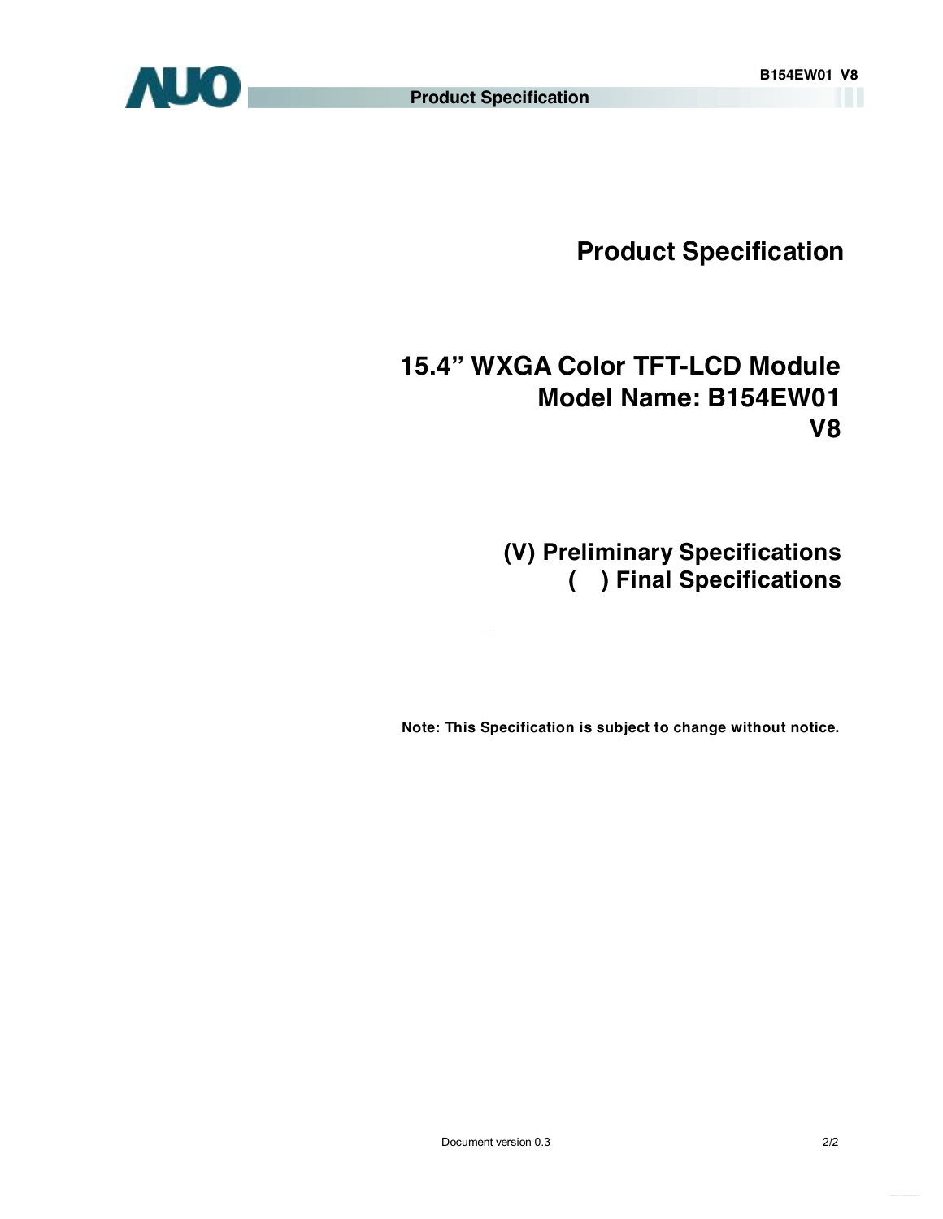# Product Specification

## 15.4" WXGA Color TFT-LCD Module
## Model Name: B154EW01 V8

**(V) Preliminary Specifications**
**( ) Final Specifications**

**Note: This Specification is subject to change without notice.**

Document version 0.3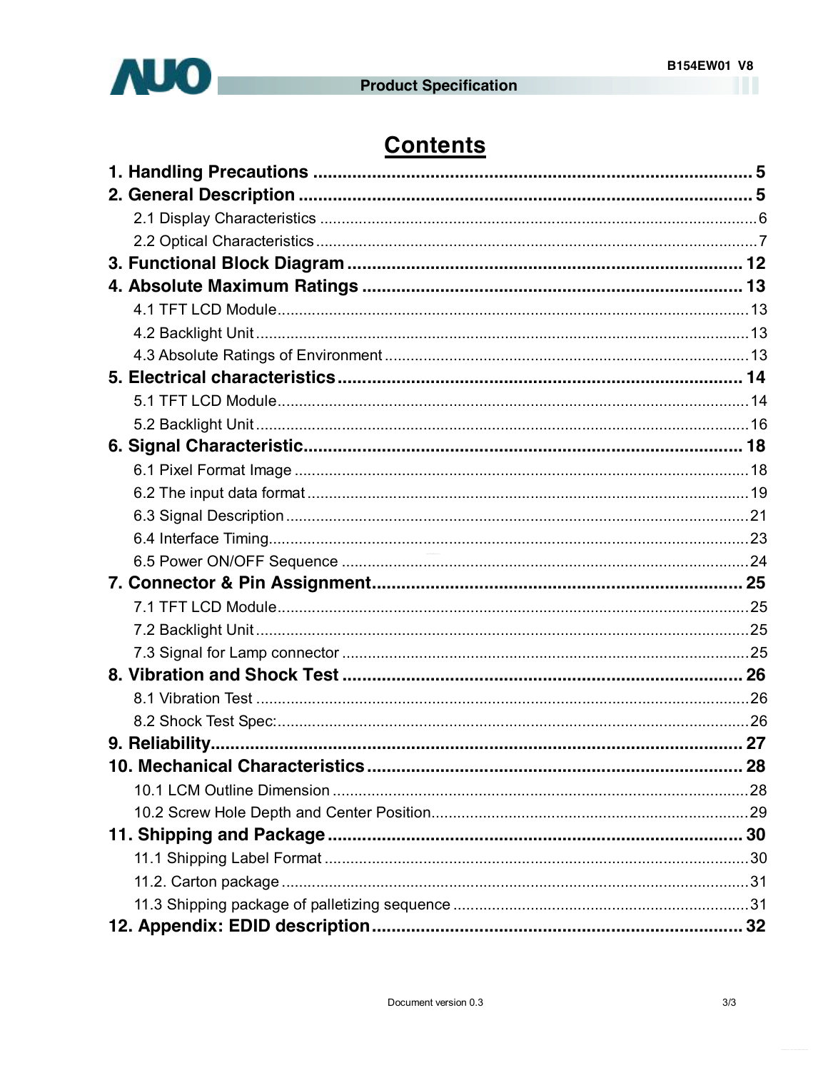# Contents

**1. Handling Precautions ........................................................................ 5**

**2. General Description ........................................................................ 5**

2.1 Display Characteristics ........................................................................ 6

2.2 Optical Characteristics ........................................................................ 7

**3. Functional Block Diagram ........................................................................ 12**

**4. Absolute Maximum Ratings ........................................................................ 13**

4.1 TFT LCD Module ........................................................................ 13

4.2 Backlight Unit ........................................................................ 13

4.3 Absolute Ratings of Environment ........................................................................ 13

**5. Electrical characteristics ........................................................................ 14**

5.1 TFT LCD Module ........................................................................ 14

5.2 Backlight Unit ........................................................................ 16

**6. Signal Characteristic ........................................................................ 18**

6.1 Pixel Format Image ........................................................................ 18

6.2 The input data format ........................................................................ 19

6.3 Signal Description ........................................................................ 21

6.4 Interface Timing ........................................................................ 23

6.5 Power ON/OFF Sequence ........................................................................ 24

**7. Connector & Pin Assignment ........................................................................ 25**

7.1 TFT LCD Module ........................................................................ 25

7.2 Backlight Unit ........................................................................ 25

7.3 Signal for Lamp connector ........................................................................ 25

**8. Vibration and Shock Test ........................................................................ 26**

8.1 Vibration Test ........................................................................ 26

8.2 Shock Test Spec: ........................................................................ 26

**9. Reliability ........................................................................ 27**

**10. Mechanical Characteristics ........................................................................ 28**

10.1 LCM Outline Dimension ........................................................................ 28

10.2 Screw Hole Depth and Center Position ........................................................................ 29

**11. Shipping and Package ........................................................................ 30**

11.1 Shipping Label Format ........................................................................ 30

11.2. Carton package ........................................................................ 31

11.3 Shipping package of palletizing sequence ........................................................................ 31

**12. Appendix: EDID description ........................................................................ 32**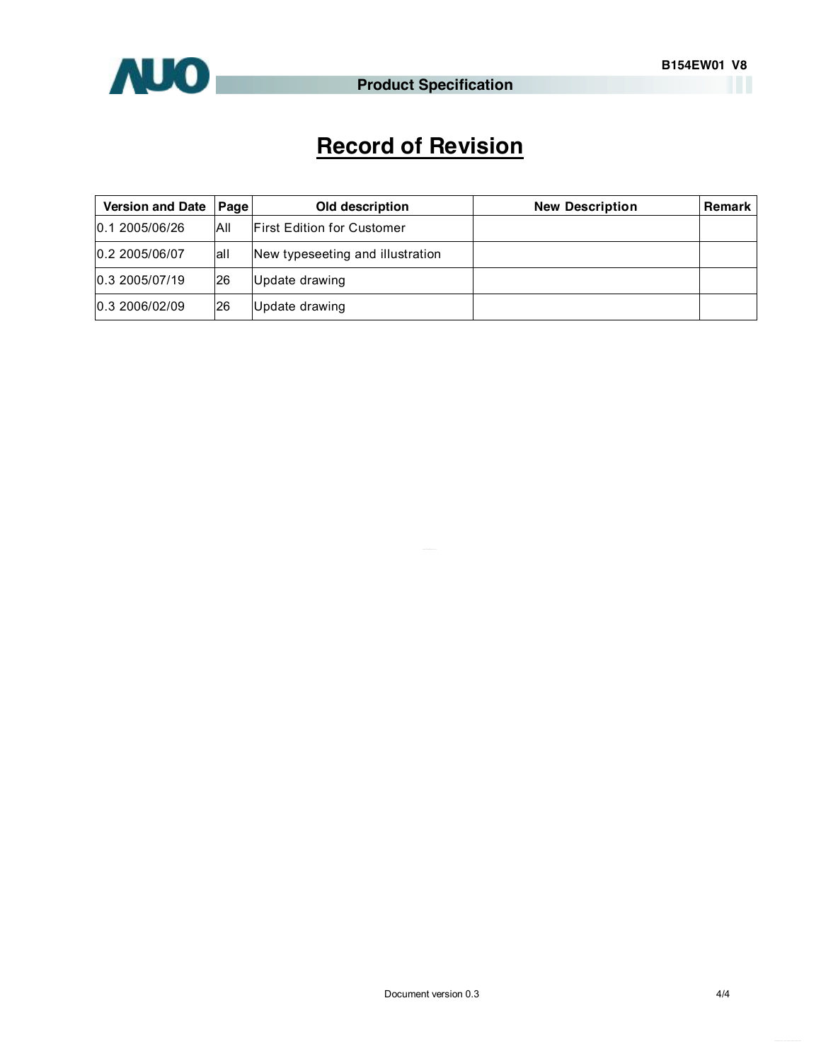# Record of Revision

| Version and Date | Page | Old description | New Description | Remark |
| --- | --- | --- | --- | --- |
| 0.1 2005/06/26 | All | First Edition for Customer | | |
| 0.2 2005/06/07 | all | New typeseeting and illustration | | |
| 0.3 2005/07/19 | 26 | Update drawing | | |
| 0.3 2006/02/09 | 26 | Update drawing | | |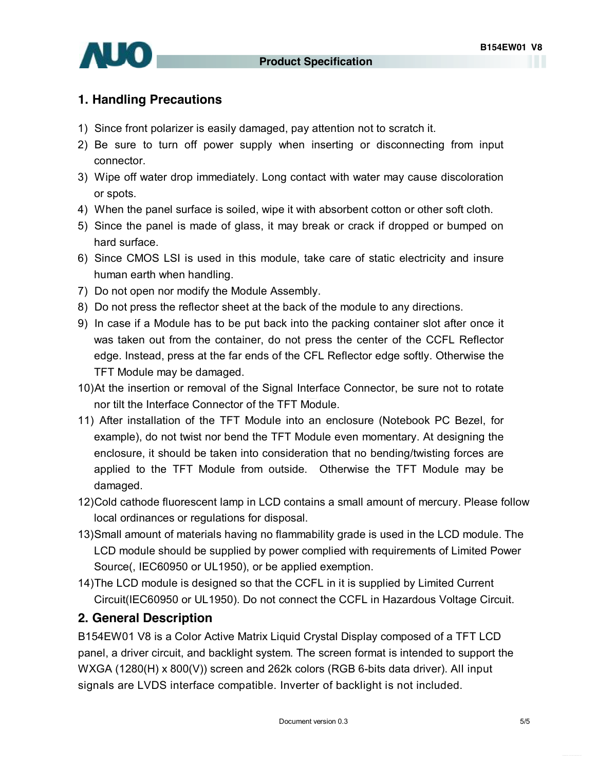## 1. Handling Precautions

1) Since front polarizer is easily damaged, pay attention not to scratch it.
2) Be sure to turn off power supply when inserting or disconnecting from input connector.
3) Wipe off water drop immediately. Long contact with water may cause discoloration or spots.
4) When the panel surface is soiled, wipe it with absorbent cotton or other soft cloth.
5) Since the panel is made of glass, it may break or crack if dropped or bumped on hard surface.
6) Since CMOS LSI is used in this module, take care of static electricity and insure human earth when handling.
7) Do not open nor modify the Module Assembly.
8) Do not press the reflector sheet at the back of the module to any directions.
9) In case if a Module has to be put back into the packing container slot after once it was taken out from the container, do not press the center of the CCFL Reflector edge. Instead, press at the far ends of the CFL Reflector edge softly. Otherwise the TFT Module may be damaged.
10) At the insertion or removal of the Signal Interface Connector, be sure not to rotate nor tilt the Interface Connector of the TFT Module.
11) After installation of the TFT Module into an enclosure (Notebook PC Bezel, for example), do not twist nor bend the TFT Module even momentary. At designing the enclosure, it should be taken into consideration that no bending/twisting forces are applied to the TFT Module from outside. Otherwise the TFT Module may be damaged.
12) Cold cathode fluorescent lamp in LCD contains a small amount of mercury. Please follow local ordinances or regulations for disposal.
13) Small amount of materials having no flammability grade is used in the LCD module. The LCD module should be supplied by power complied with requirements of Limited Power Source(, IEC60950 or UL1950), or be applied exemption.
14) The LCD module is designed so that the CCFL in it is supplied by Limited Current Circuit(IEC60950 or UL1950). Do not connect the CCFL in Hazardous Voltage Circuit.

## 2. General Description

B154EW01 V8 is a Color Active Matrix Liquid Crystal Display composed of a TFT LCD panel, a driver circuit, and backlight system. The screen format is intended to support the WXGA (1280(H) x 800(V)) screen and 262k colors (RGB 6-bits data driver). All input signals are LVDS interface compatible. Inverter of backlight is not included.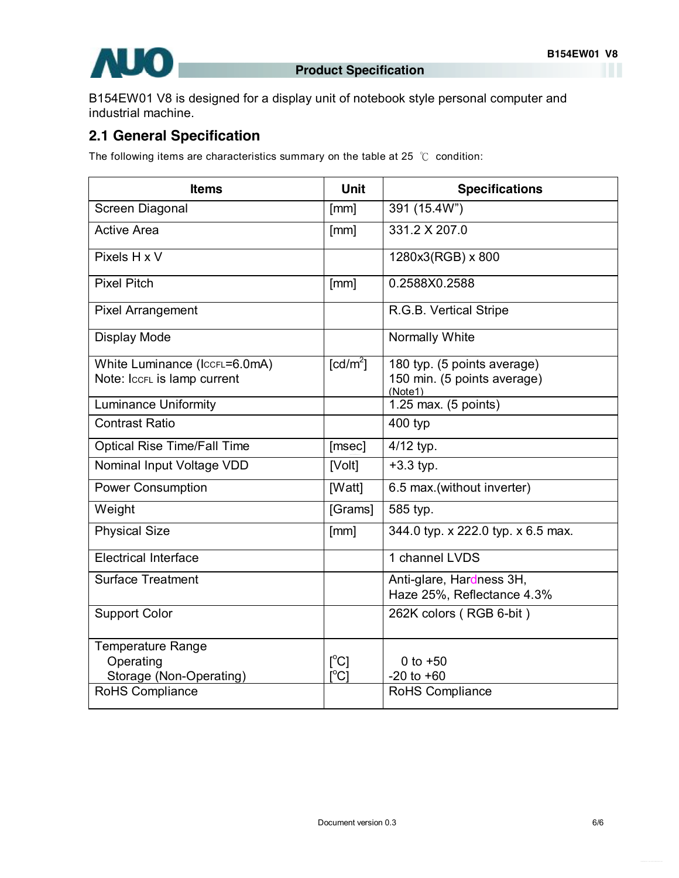B154EW01 V8 is designed for a display unit of notebook style personal computer and industrial machine.

## 2.1 General Specification

The following items are characteristics summary on the table at 25 ℃ condition:

| Items | Unit | Specifications |
|---|---|---|
| Screen Diagonal | [mm] | 391 (15.4W") |
| Active Area | [mm] | 331.2 X 207.0 |
| Pixels H x V | | 1280x3(RGB) x 800 |
| Pixel Pitch | [mm] | 0.2588X0.2588 |
| Pixel Arrangement | | R.G.B. Vertical Stripe |
| Display Mode | | Normally White |
| White Luminance ($I_{CCFL}$=6.0mA)<br>Note: $I_{CCFL}$ is lamp current | [cd/m$^2$] | 180 typ. (5 points average)<br>150 min. (5 points average)<br>(Note1) |
| Luminance Uniformity | | 1.25 max. (5 points) |
| Contrast Ratio | | 400 typ |
| Optical Rise Time/Fall Time | [msec] | 4/12 typ. |
| Nominal Input Voltage VDD | [Volt] | +3.3 typ. |
| Power Consumption | [Watt] | 6.5 max.(without inverter) |
| Weight | [Grams] | 585 typ. |
| Physical Size | [mm] | 344.0 typ. x 222.0 typ. x 6.5 max. |
| Electrical Interface | | 1 channel LVDS |
| Surface Treatment | | Anti-glare, Hardness 3H,<br>Haze 25%, Reflectance 4.3% |
| Support Color | | 262K colors ( RGB 6-bit ) |
| Temperature Range<br>Operating<br>Storage (Non-Operating) | <br>[$^o$C]<br>[$^o$C] | <br>0 to +50<br>-20 to +60 |
| RoHS Compliance | | RoHS Compliance |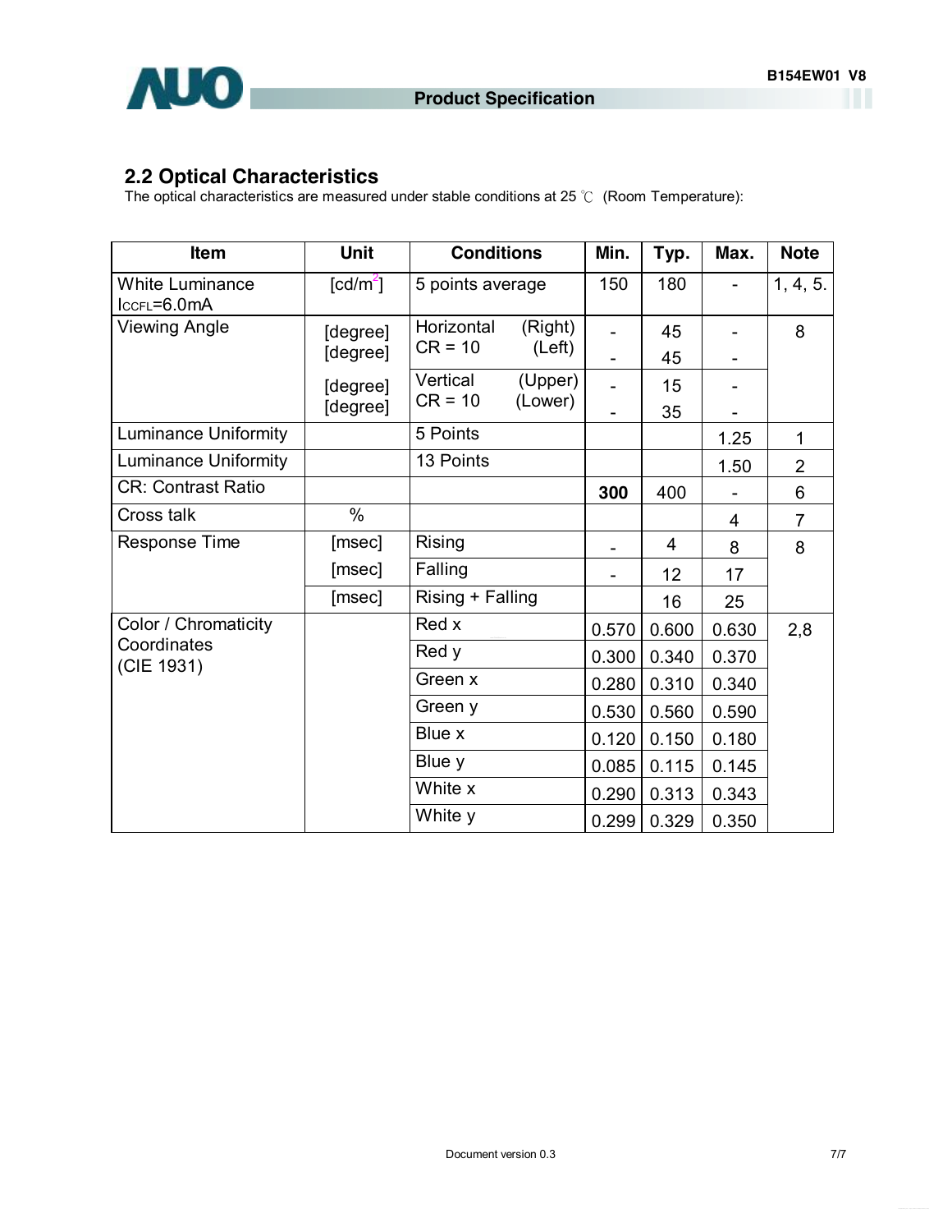## 2.2 Optical Characteristics

The optical characteristics are measured under stable conditions at 25 ℃ (Room Temperature):

| Item | Unit | Conditions | Min. | Typ. | Max. | Note |
|---|---|---|---|---|---|---|
| White Luminance $I_{CCFL}$=6.0mA | [cd/m²] | 5 points average | 150 | 180 | - | 1, 4, 5. |
| Viewing Angle | [degree] | Horizontal CR = 10 (Right) | - | 45 | - | 8 |
| | [degree] | (Left) | - | 45 | - | |
| | [degree] | Vertical CR = 10 (Upper) | - | 15 | - | |
| | [degree] | (Lower) | - | 35 | - | |
| Luminance Uniformity | | 5 Points | | | 1.25 | 1 |
| Luminance Uniformity | | 13 Points | | | 1.50 | 2 |
| CR: Contrast Ratio | | | **300** | 400 | - | 6 |
| Cross talk | % | | | | 4 | 7 |
| Response Time | [msec] | Rising | - | 4 | 8 | 8 |
| | [msec] | Falling | - | 12 | 17 | |
| | [msec] | Rising + Falling | | 16 | 25 | |
| Color / Chromaticity Coordinates (CIE 1931) | | Red x | 0.570 | 0.600 | 0.630 | 2,8 |
| | | Red y | 0.300 | 0.340 | 0.370 | |
| | | Green x | 0.280 | 0.310 | 0.340 | |
| | | Green y | 0.530 | 0.560 | 0.590 | |
| | | Blue x | 0.120 | 0.150 | 0.180 | |
| | | Blue y | 0.085 | 0.115 | 0.145 | |
| | | White x | 0.290 | 0.313 | 0.343 | |
| | | White y | 0.299 | 0.329 | 0.350 | |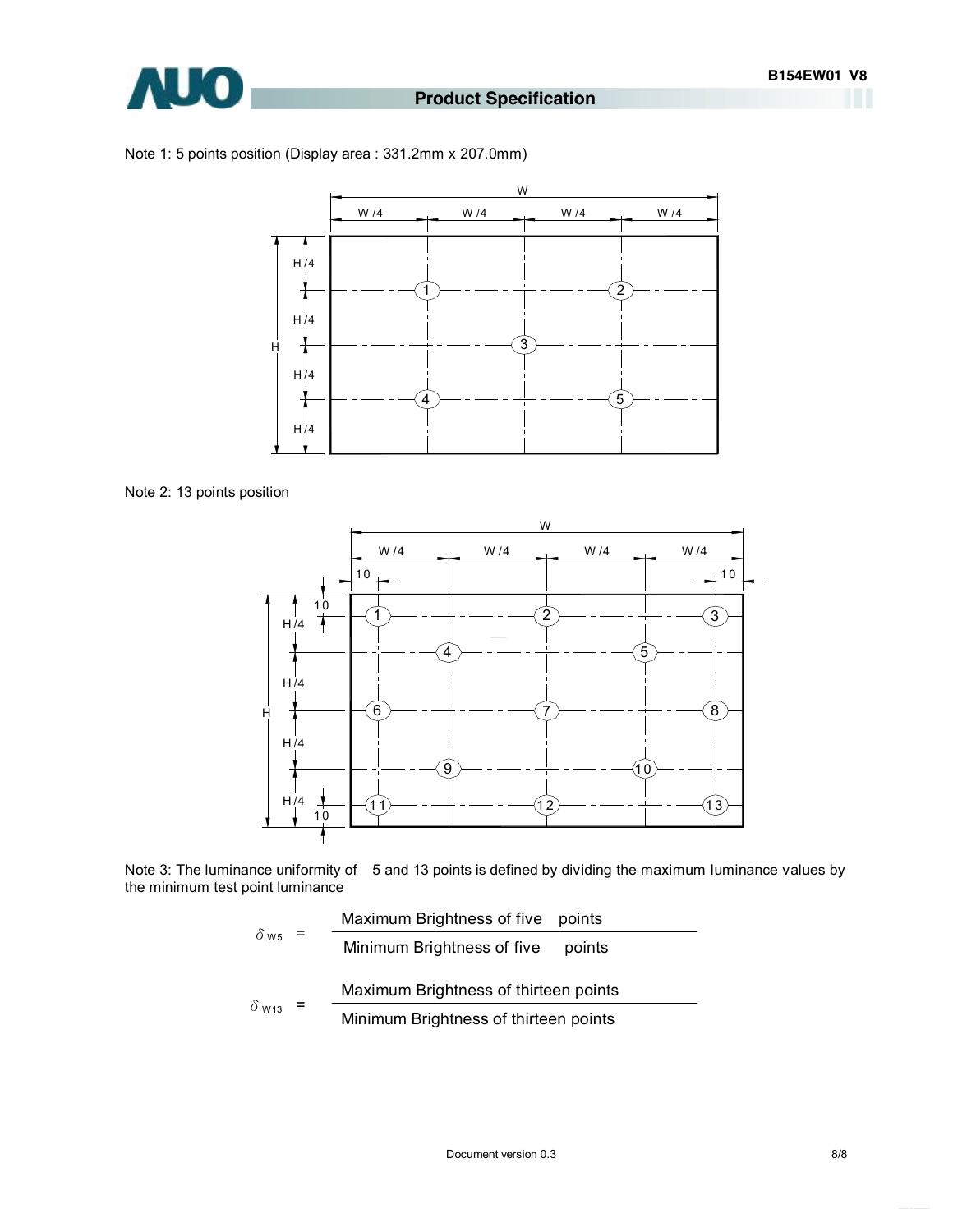Note 1: 5 points position (Display area : 331.2mm x 207.0mm)

Note 2: 13 points position

Note 3: The luminance uniformity of 5 and 13 points is defined by dividing the maximum luminance values by the minimum test point luminance

$$\delta_{W5} = \frac{\text{Maximum Brightness of five points}}{\text{Minimum Brightness of five points}}$$

$$\delta_{W13} = \frac{\text{Maximum Brightness of thirteen points}}{\text{Minimum Brightness of thirteen points}}$$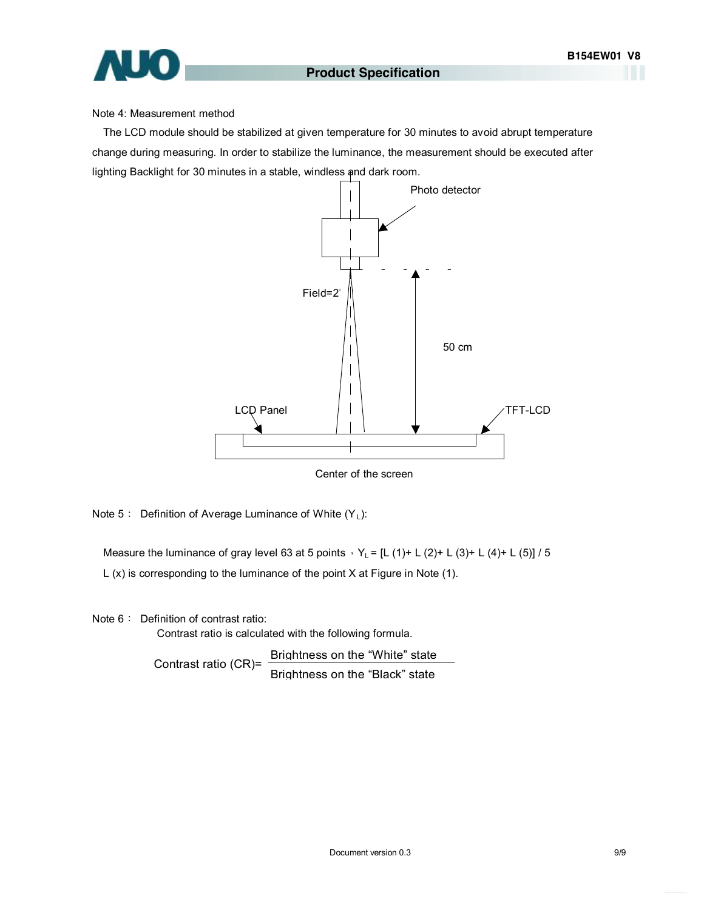Note 4: Measurement method

The LCD module should be stabilized at given temperature for 30 minutes to avoid abrupt temperature change during measuring. In order to stabilize the luminance, the measurement should be executed after lighting Backlight for 30 minutes in a stable, windless and dark room.

Photo detector

Field=2°

50 cm

LCD Panel

TFT-LCD

Center of the screen

Note 5： Definition of Average Luminance of White ($Y_L$):

Measure the luminance of gray level 63 at 5 points，$Y_L = [L(1) + L(2) + L(3) + L(4) + L(5)] / 5$

L (x) is corresponding to the luminance of the point X at Figure in Note (1).

Note 6： Definition of contrast ratio:

Contrast ratio is calculated with the following formula.

$$\text{Contrast ratio (CR)} = \frac{\text{Brightness on the “White” state}}{\text{Brightness on the “Black” state}}$$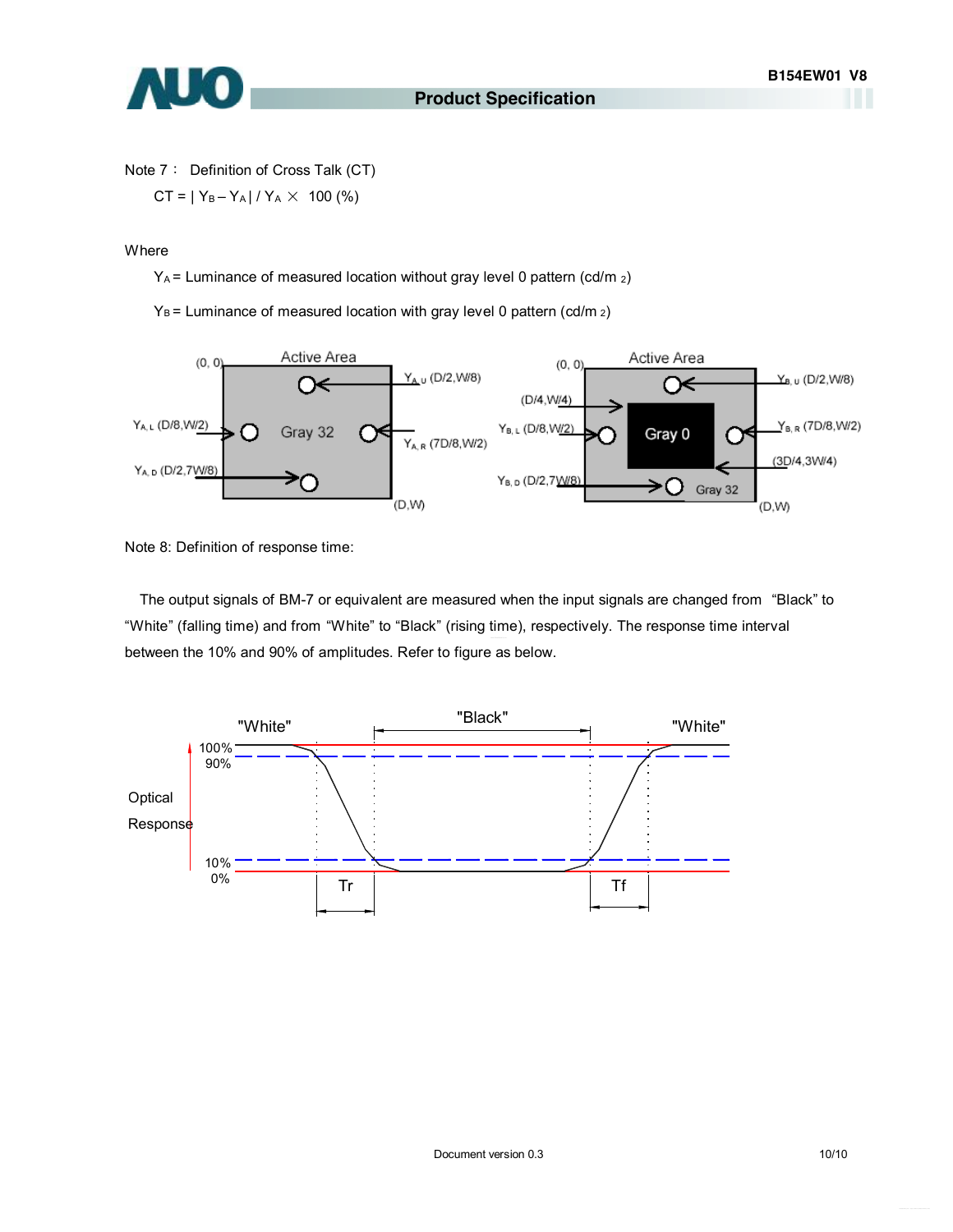Note 7： Definition of Cross Talk (CT)

$CT = | Y_B - Y_A | / Y_A \times 100$ (%)

Where

$Y_A$ = Luminance of measured location without gray level 0 pattern (cd/m$^2$)

$Y_B$ = Luminance of measured location with gray level 0 pattern (cd/m$^2$)

Note 8: Definition of response time:

The output signals of BM-7 or equivalent are measured when the input signals are changed from "Black" to "White" (falling time) and from "White" to "Black" (rising time), respectively. The response time interval between the 10% and 90% of amplitudes. Refer to figure as below.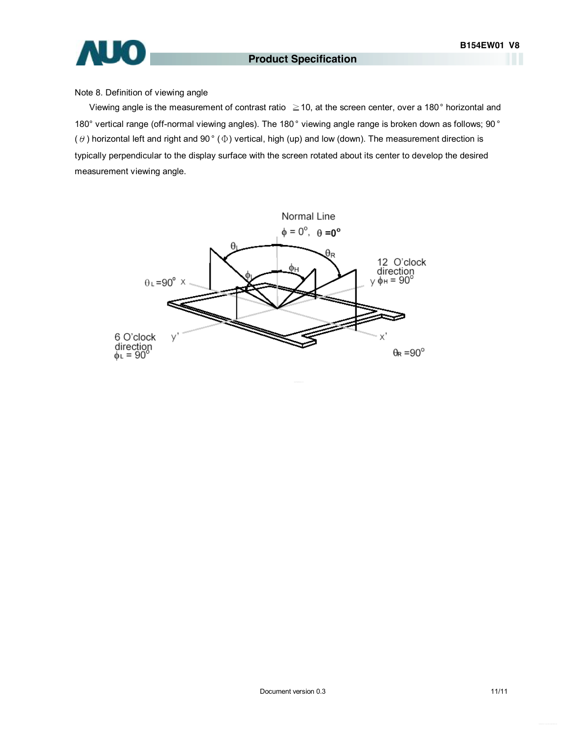Note 8. Definition of viewing angle

Viewing angle is the measurement of contrast ratio ≧10, at the screen center, over a 180° horizontal and 180° vertical range (off-normal viewing angles). The 180° viewing angle range is broken down as follows; 90° ($\theta$) horizontal left and right and 90° ($\Phi$) vertical, high (up) and low (down). The measurement direction is typically perpendicular to the display surface with the screen rotated about its center to develop the desired measurement viewing angle.

Normal Line

$\phi = 0^{\circ}$, $\theta = 0^{\circ}$

$\theta_L$ $\theta_R$ $\phi_H$ $\phi_L$

12 O'clock direction

y $\phi_H = 90^{\circ}$

$\theta_L = 90^{\circ}$ x

6 O'clock direction

$\phi_L = 90^{\circ}$

y'

x'

$\theta_R = 90^{\circ}$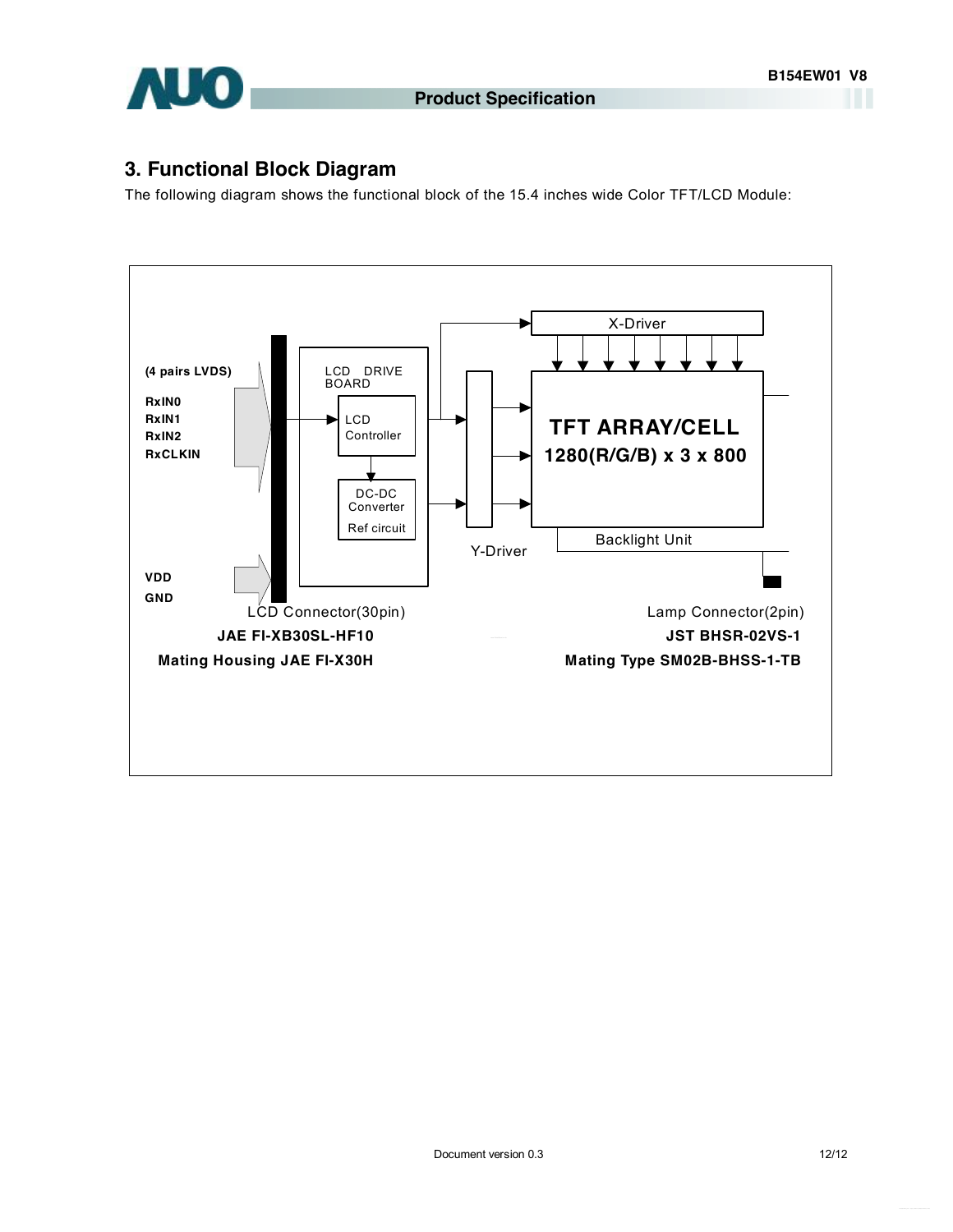## 3. Functional Block Diagram

The following diagram shows the functional block of the 15.4 inches wide Color TFT/LCD Module:

(4 pairs LVDS)

RxIN0
RxIN1
RxIN2
RxCLKIN

VDD
GND

LCD DRIVE BOARD

LCD Controller

DC-DC Converter
Ref circuit

X-Driver

Y-Driver

TFT ARRAY/CELL
1280(R/G/B) x 3 x 800

Backlight Unit

LCD Connector(30pin)
**JAE FI-XB30SL-HF10**
**Mating Housing JAE FI-X30H**

Lamp Connector(2pin)
**JST BHSR-02VS-1**
**Mating Type SM02B-BHSS-1-TB**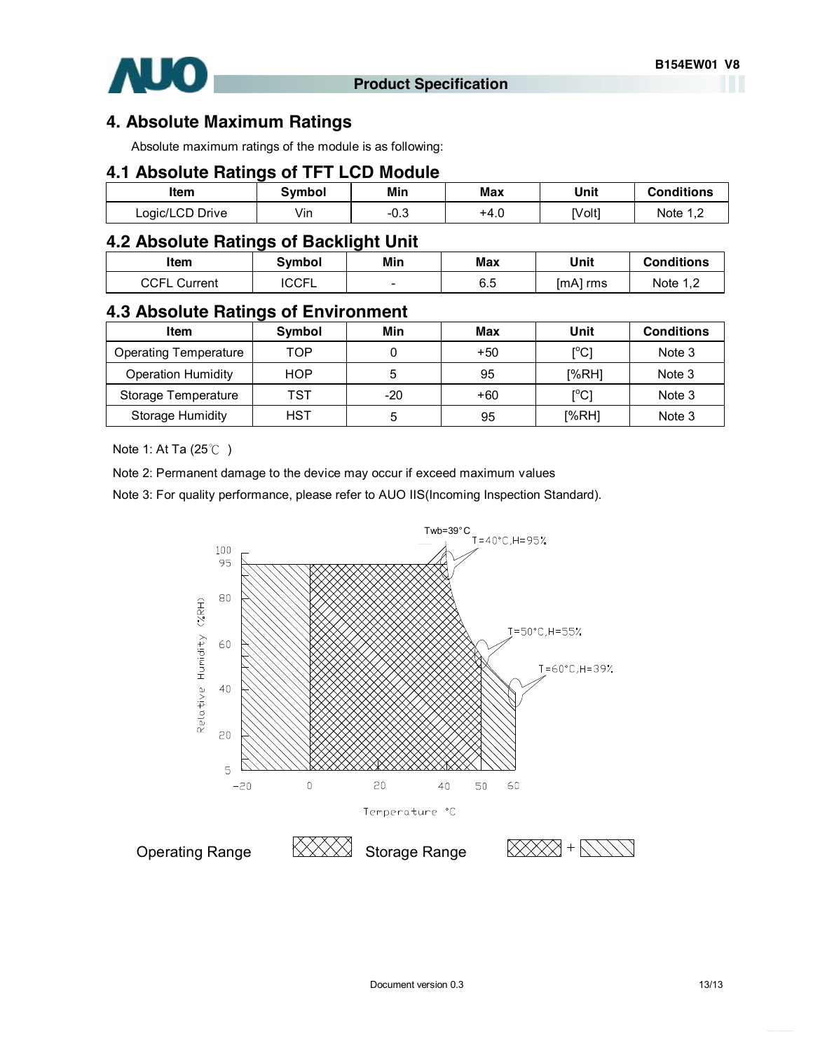## 4. Absolute Maximum Ratings

Absolute maximum ratings of the module is as following:

### 4.1 Absolute Ratings of TFT LCD Module

| Item | Symbol | Min | Max | Unit | Conditions |
|---|---|---|---|---|---|
| Logic/LCD Drive | Vin | -0.3 | +4.0 | [Volt] | Note 1,2 |

### 4.2 Absolute Ratings of Backlight Unit

| Item | Symbol | Min | Max | Unit | Conditions |
|---|---|---|---|---|---|
| CCFL Current | ICCFL | - | 6.5 | [mA] rms | Note 1,2 |

### 4.3 Absolute Ratings of Environment

| Item | Symbol | Min | Max | Unit | Conditions |
|---|---|---|---|---|---|
| Operating Temperature | TOP | 0 | +50 | [°C] | Note 3 |
| Operation Humidity | HOP | 5 | 95 | [%RH] | Note 3 |
| Storage Temperature | TST | -20 | +60 | [°C] | Note 3 |
| Storage Humidity | HST | 5 | 95 | [%RH] | Note 3 |

Note 1: At Ta (25℃ )

Note 2: Permanent damage to the device may occur if exceed maximum values

Note 3: For quality performance, please refer to AUO IIS(Incoming Inspection Standard).

Twb=39°C

T=40°C,H=95%

T=50°C,H=55%

T=60°C,H=39%

Relative Humidity (%RH)

Temperature °C

Operating Range

Storage Range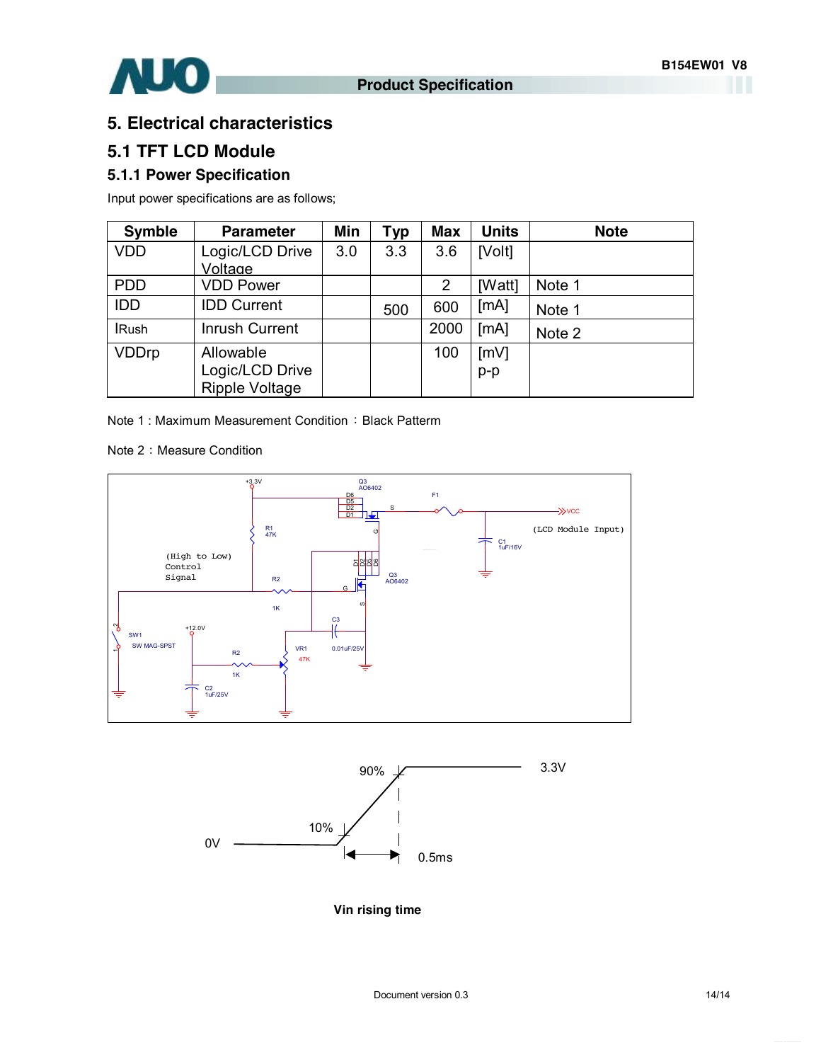# 5. Electrical characteristics

## 5.1 TFT LCD Module

### 5.1.1 Power Specification

Input power specifications are as follows;

| Symble | Parameter | Min | Typ | Max | Units | Note |
|---|---|---|---|---|---|---|
| VDD | Logic/LCD Drive Voltage | 3.0 | 3.3 | 3.6 | [Volt] | |
| PDD | VDD Power | | | 2 | [Watt] | Note 1 |
| IDD | IDD Current | | 500 | 600 | [mA] | Note 1 |
| IRush | Inrush Current | | | 2000 | [mA] | Note 2 |
| VDDrp | Allowable Logic/LCD Drive Ripple Voltage | | | 100 | [mV] p-p | |

Note 1 : Maximum Measurement Condition : Black Patterm

Note 2 : Measure Condition

Vin rising time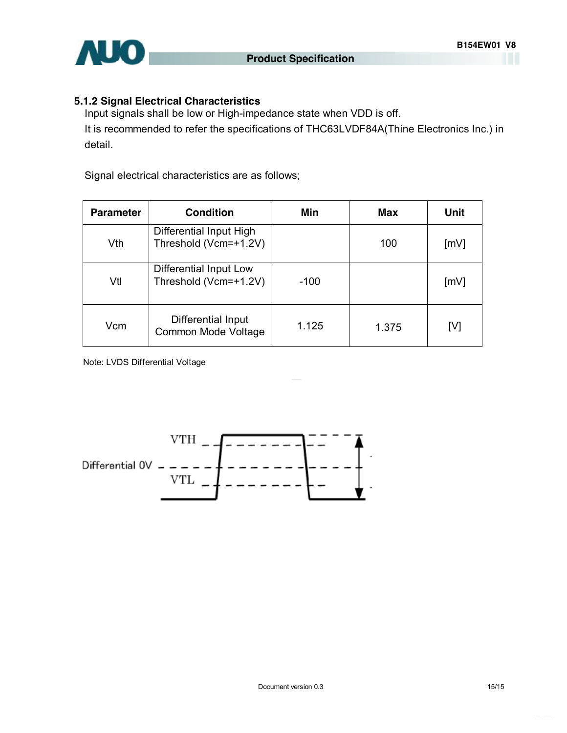### 5.1.2 Signal Electrical Characteristics

Input signals shall be low or High-impedance state when VDD is off.

It is recommended to refer the specifications of THC63LVDF84A(Thine Electronics Inc.) in detail.

Signal electrical characteristics are as follows;

| Parameter | Condition | Min | Max | Unit |
|---|---|---|---|---|
| Vth | Differential Input High Threshold (Vcm=+1.2V) | | 100 | [mV] |
| Vtl | Differential Input Low Threshold (Vcm=+1.2V) | -100 | | [mV] |
| Vcm | Differential Input Common Mode Voltage | 1.125 | 1.375 | [V] |

Note: LVDS Differential Voltage

VTH

Differential 0V

VTL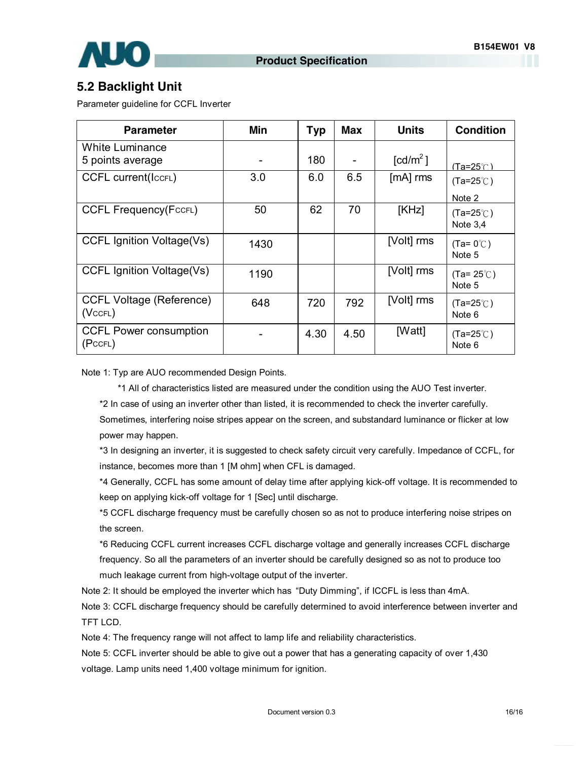## 5.2 Backlight Unit

Parameter guideline for CCFL Inverter

| Parameter | Min | Typ | Max | Units | Condition |
|---|---|---|---|---|---|
| White Luminance 5 points average | - | 180 | - | [cd/m$^2$] | (Ta=25℃) |
| CCFL current($I_{CCFL}$) | 3.0 | 6.0 | 6.5 | [mA] rms | (Ta=25℃) Note 2 |
| CCFL Frequency($F_{CCFL}$) | 50 | 62 | 70 | [KHz] | (Ta=25℃) Note 3,4 |
| CCFL Ignition Voltage(Vs) | 1430 | | | [Volt] rms | (Ta= 0℃) Note 5 |
| CCFL Ignition Voltage(Vs) | 1190 | | | [Volt] rms | (Ta= 25℃) Note 5 |
| CCFL Voltage (Reference) ($V_{CCFL}$) | 648 | 720 | 792 | [Volt] rms | (Ta=25℃) Note 6 |
| CCFL Power consumption ($P_{CCFL}$) | - | 4.30 | 4.50 | [Watt] | (Ta=25℃) Note 6 |

Note 1: Typ are AUO recommended Design Points.

*1 All of characteristics listed are measured under the condition using the AUO Test inverter.

*2 In case of using an inverter other than listed, it is recommended to check the inverter carefully. Sometimes, interfering noise stripes appear on the screen, and substandard luminance or flicker at low power may happen.

*3 In designing an inverter, it is suggested to check safety circuit very carefully. Impedance of CCFL, for instance, becomes more than 1 [M ohm] when CFL is damaged.

*4 Generally, CCFL has some amount of delay time after applying kick-off voltage. It is recommended to keep on applying kick-off voltage for 1 [Sec] until discharge.

*5 CCFL discharge frequency must be carefully chosen so as not to produce interfering noise stripes on the screen.

*6 Reducing CCFL current increases CCFL discharge voltage and generally increases CCFL discharge frequency. So all the parameters of an inverter should be carefully designed so as not to produce too much leakage current from high-voltage output of the inverter.

Note 2: It should be employed the inverter which has "Duty Dimming", if ICCFL is less than 4mA.

Note 3: CCFL discharge frequency should be carefully determined to avoid interference between inverter and TFT LCD.

Note 4: The frequency range will not affect to lamp life and reliability characteristics.

Note 5: CCFL inverter should be able to give out a power that has a generating capacity of over 1,430 voltage. Lamp units need 1,400 voltage minimum for ignition.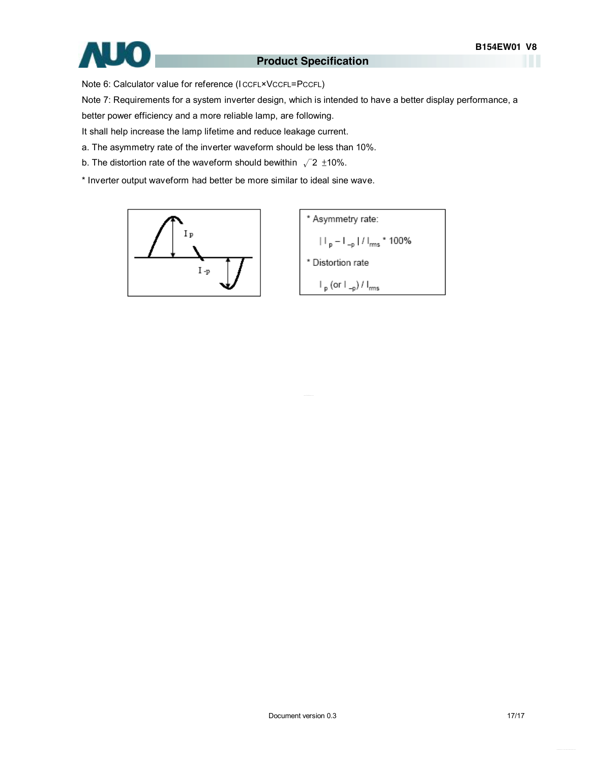Note 6: Calculator value for reference ($I_{CCFL} \times V_{CCFL} = P_{CCFL}$)

Note 7: Requirements for a system inverter design, which is intended to have a better display performance, a better power efficiency and a more reliable lamp, are following.

It shall help increase the lamp lifetime and reduce leakage current.

a. The asymmetry rate of the inverter waveform should be less than 10%.

b. The distortion rate of the waveform should bewithin $\sqrt{2}$ ±10%.

* Inverter output waveform had better be more similar to ideal sine wave.

$I_p$

$I_{-p}$

* Asymmetry rate:

$| I_p - I_{-p} | / I_{rms}$ * 100%

* Distortion rate

$I_p$ (or $I_{-p}$) / $I_{rms}$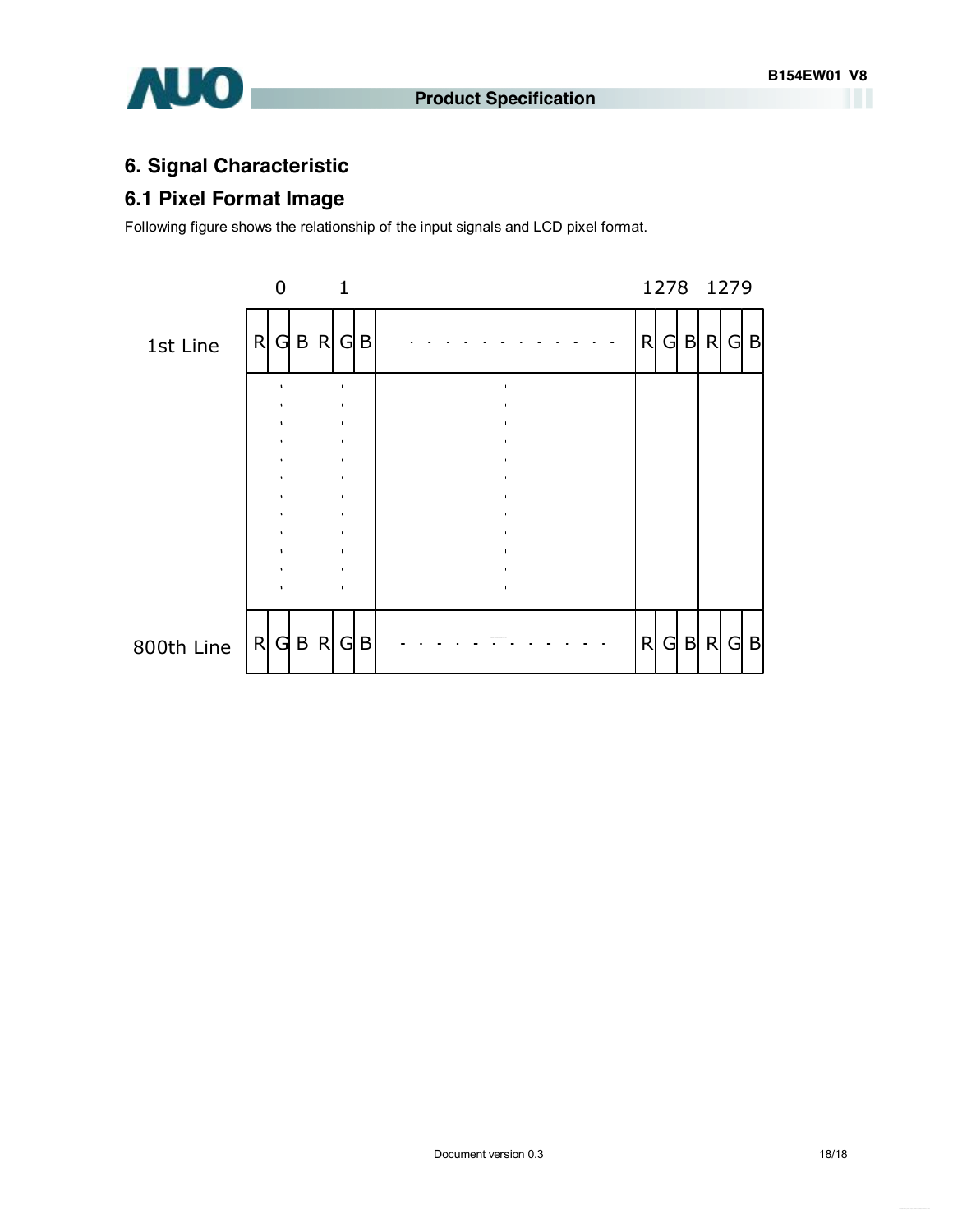## 6. Signal Characteristic

### 6.1 Pixel Format Image

Following figure shows the relationship of the input signals and LCD pixel format.

|  | 0 | | | 1 | | |  | 1278 | | | 1279 | | |
|---|---|---|---|---|---|---|---|---|---|---|---|---|---|
| 1st Line | R | G | B | R | G | B | . . . . . . . . . . . . | R | G | B | R | G | B |
|  | . | | | . | | | . | . | | | . | | |
| 800th Line | R | G | B | R | G | B | . . . . . . . . . . . . | R | G | B | R | G | B |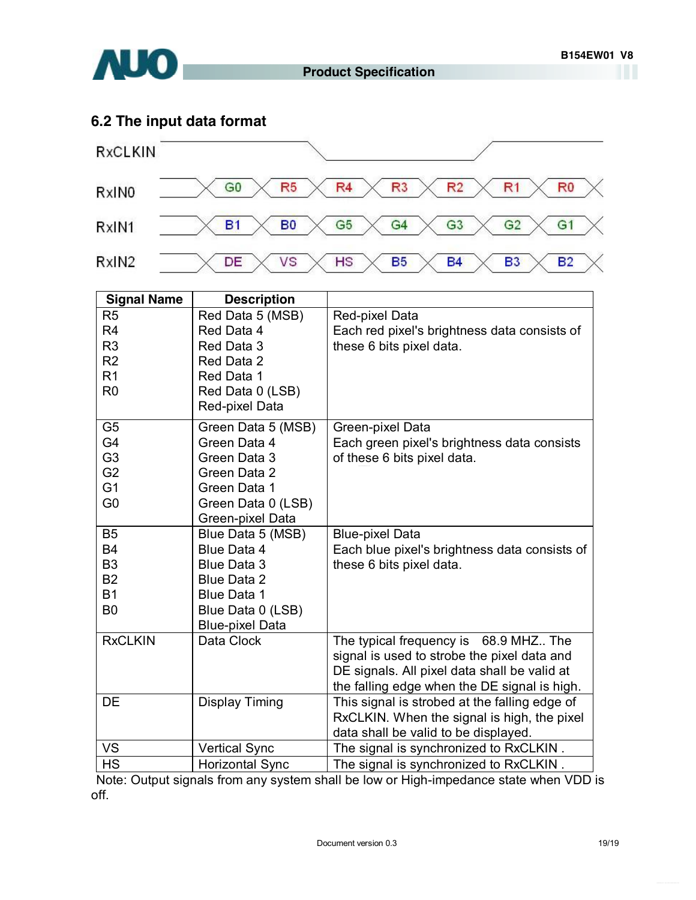## 6.2 The input data format

RxCLKIN

| RxIN0 | G0 | R5 | R4 | R3 | R2 | R1 | R0 |
|---|---|---|---|---|---|---|---|
| RxIN1 | B1 | B0 | G5 | G4 | G3 | G2 | G1 |
| RxIN2 | DE | VS | HS | B5 | B4 | B3 | B2 |

| Signal Name | Description | |
|---|---|---|
| R5<br>R4<br>R3<br>R2<br>R1<br>R0 | Red Data 5 (MSB)<br>Red Data 4<br>Red Data 3<br>Red Data 2<br>Red Data 1<br>Red Data 0 (LSB)<br>Red-pixel Data | Red-pixel Data<br>Each red pixel's brightness data consists of these 6 bits pixel data. |
| G5<br>G4<br>G3<br>G2<br>G1<br>G0 | Green Data 5 (MSB)<br>Green Data 4<br>Green Data 3<br>Green Data 2<br>Green Data 1<br>Green Data 0 (LSB)<br>Green-pixel Data | Green-pixel Data<br>Each green pixel's brightness data consists of these 6 bits pixel data. |
| B5<br>B4<br>B3<br>B2<br>B1<br>B0 | Blue Data 5 (MSB)<br>Blue Data 4<br>Blue Data 3<br>Blue Data 2<br>Blue Data 1<br>Blue Data 0 (LSB)<br>Blue-pixel Data | Blue-pixel Data<br>Each blue pixel's brightness data consists of these 6 bits pixel data. |
| RxCLKIN | Data Clock | The typical frequency is 68.9 MHZ.. The signal is used to strobe the pixel data and DE signals. All pixel data shall be valid at the falling edge when the DE signal is high. |
| DE | Display Timing | This signal is strobed at the falling edge of RxCLKIN. When the signal is high, the pixel data shall be valid to be displayed. |
| VS | Vertical Sync | The signal is synchronized to RxCLKIN . |
| HS | Horizontal Sync | The signal is synchronized to RxCLKIN . |

Note: Output signals from any system shall be low or High-impedance state when VDD is off.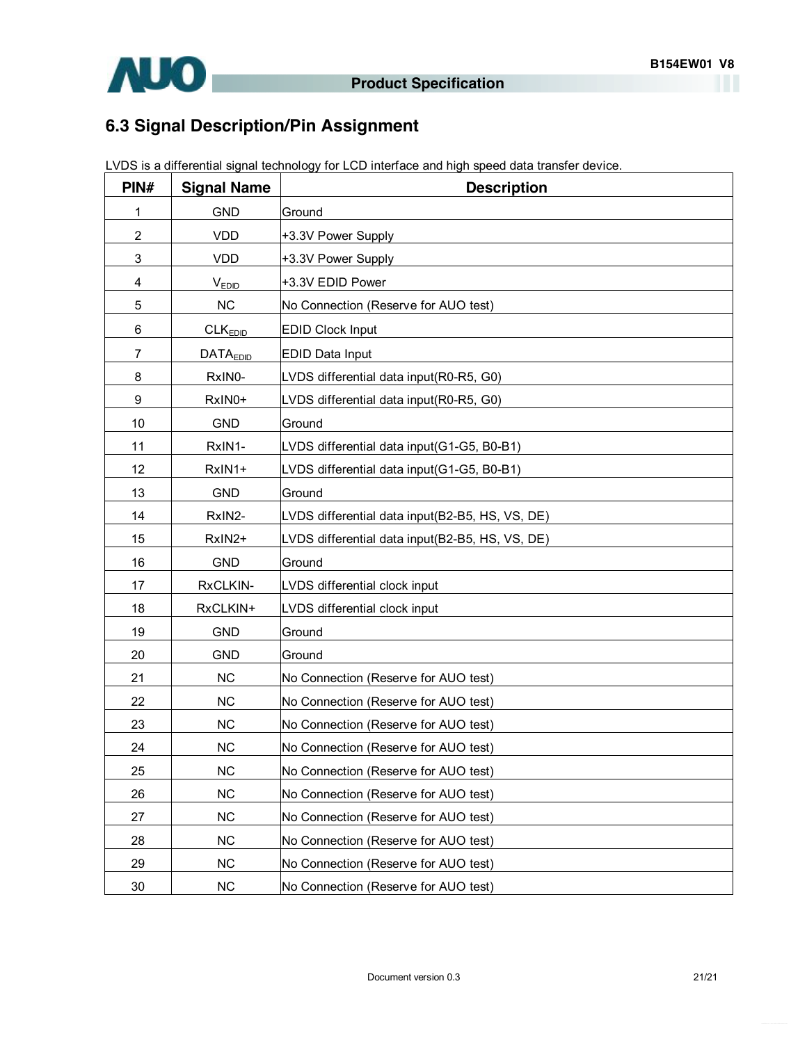## 6.3 Signal Description/Pin Assignment

LVDS is a differential signal technology for LCD interface and high speed data transfer device.

| PIN# | Signal Name | Description |
|---|---|---|
| 1 | GND | Ground |
| 2 | VDD | +3.3V Power Supply |
| 3 | VDD | +3.3V Power Supply |
| 4 | $V_{EDID}$ | +3.3V EDID Power |
| 5 | NC | No Connection (Reserve for AUO test) |
| 6 | $CLK_{EDID}$ | EDID Clock Input |
| 7 | $DATA_{EDID}$ | EDID Data Input |
| 8 | RxIN0- | LVDS differential data input(R0-R5, G0) |
| 9 | RxIN0+ | LVDS differential data input(R0-R5, G0) |
| 10 | GND | Ground |
| 11 | RxIN1- | LVDS differential data input(G1-G5, B0-B1) |
| 12 | RxIN1+ | LVDS differential data input(G1-G5, B0-B1) |
| 13 | GND | Ground |
| 14 | RxIN2- | LVDS differential data input(B2-B5, HS, VS, DE) |
| 15 | RxIN2+ | LVDS differential data input(B2-B5, HS, VS, DE) |
| 16 | GND | Ground |
| 17 | RxCLKIN- | LVDS differential clock input |
| 18 | RxCLKIN+ | LVDS differential clock input |
| 19 | GND | Ground |
| 20 | GND | Ground |
| 21 | NC | No Connection (Reserve for AUO test) |
| 22 | NC | No Connection (Reserve for AUO test) |
| 23 | NC | No Connection (Reserve for AUO test) |
| 24 | NC | No Connection (Reserve for AUO test) |
| 25 | NC | No Connection (Reserve for AUO test) |
| 26 | NC | No Connection (Reserve for AUO test) |
| 27 | NC | No Connection (Reserve for AUO test) |
| 28 | NC | No Connection (Reserve for AUO test) |
| 29 | NC | No Connection (Reserve for AUO test) |
| 30 | NC | No Connection (Reserve for AUO test) |

Document version 0.3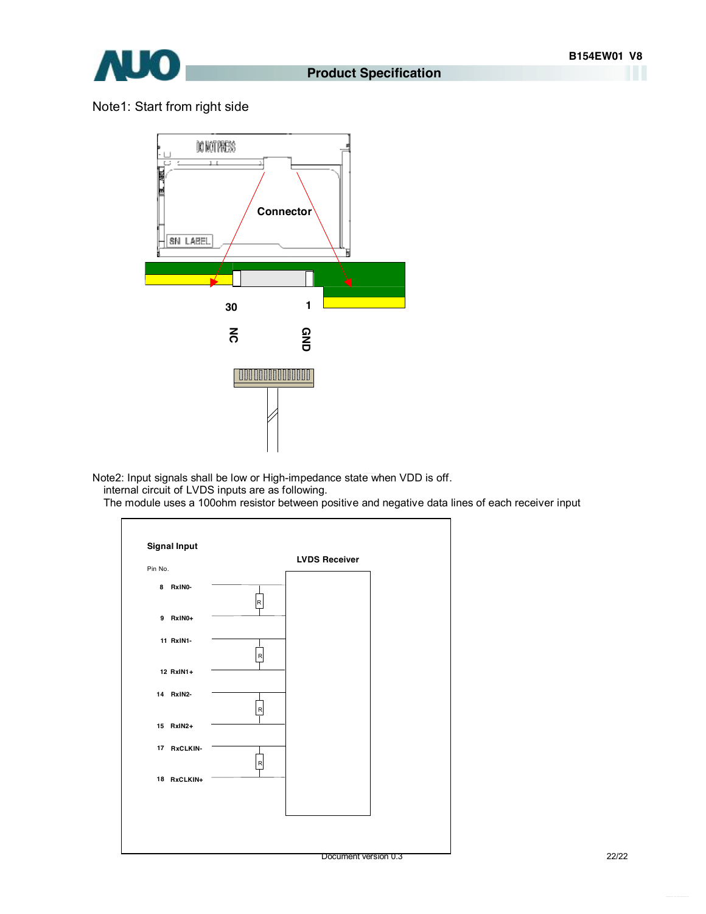Note1: Start from right side

Connector

30 NC

1 GND

Note2: Input signals shall be low or High-impedance state when VDD is off.
internal circuit of LVDS inputs are as following.
The module uses a 100ohm resistor between positive and negative data lines of each receiver input

Signal Input

Pin No.

LVDS Receiver

8 RxIN0-

9 RxIN0+

11 RxIN1-

12 RxIN1+

14 RxIN2-

15 RxIN2+

17 RxCLKIN-

18 RxCLKIN+

Document version 0.3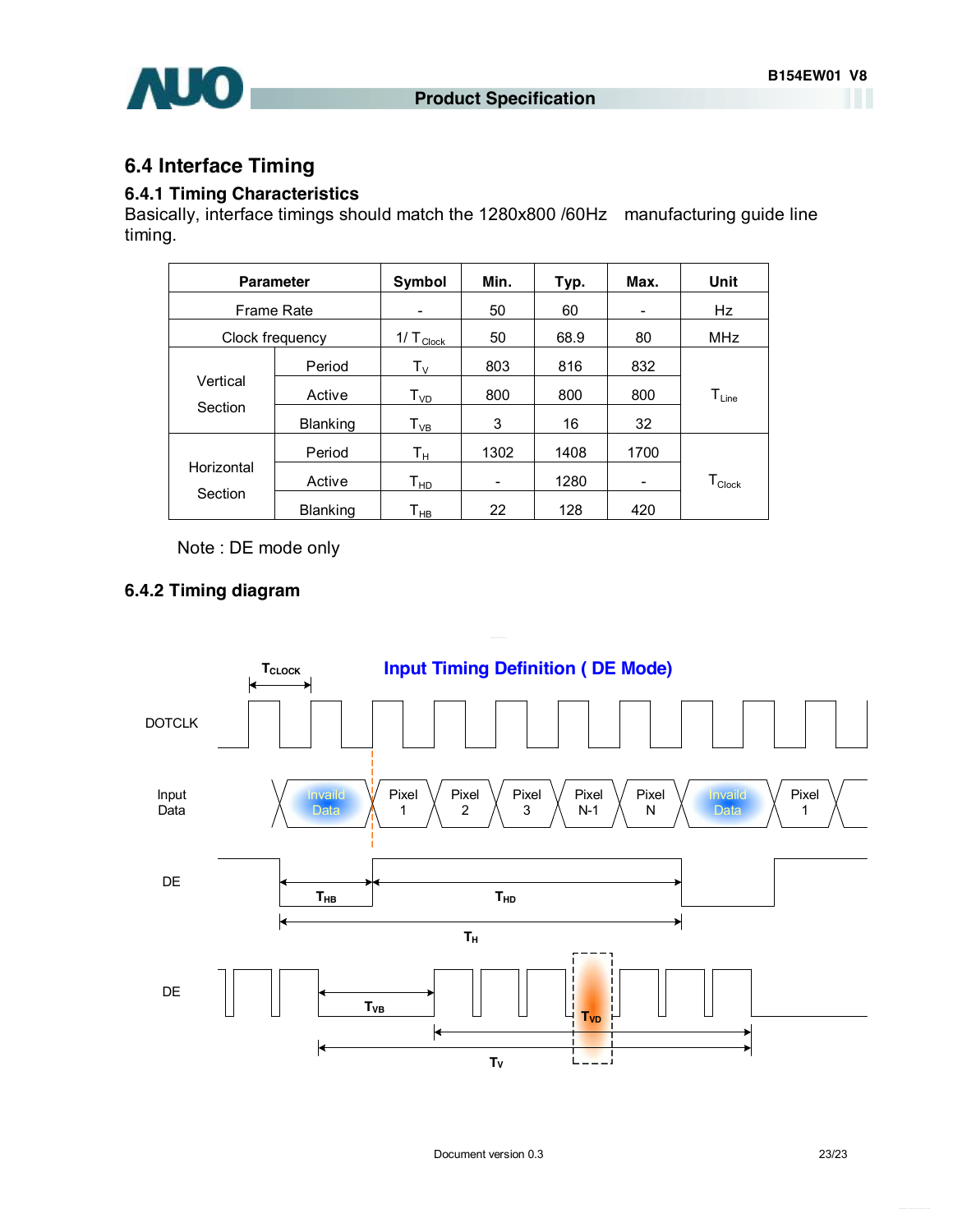## 6.4 Interface Timing

### 6.4.1 Timing Characteristics

Basically, interface timings should match the 1280x800 /60Hz manufacturing guide line timing.

| Parameter | | Symbol | Min. | Typ. | Max. | Unit |
|---|---|---|---|---|---|---|
| Frame Rate | | - | 50 | 60 | - | Hz |
| Clock frequency | | $1/T_{Clock}$ | 50 | 68.9 | 80 | MHz |
| Vertical Section | Period | $T_V$ | 803 | 816 | 832 | $T_{Line}$ |
| | Active | $T_{VD}$ | 800 | 800 | 800 | |
| | Blanking | $T_{VB}$ | 3 | 16 | 32 | |
| Horizontal Section | Period | $T_H$ | 1302 | 1408 | 1700 | $T_{Clock}$ |
| | Active | $T_{HD}$ | - | 1280 | - | |
| | Blanking | $T_{HB}$ | 22 | 128 | 420 | |

Note : DE mode only

### 6.4.2 Timing diagram

Input Timing Definition ( DE Mode)

$T_{CLOCK}$

DOTCLK

Input Data: Invaild Data | Pixel 1 | Pixel 2 | Pixel 3 | Pixel N-1 | Pixel N | Invaild Data | Pixel 1

DE: $T_{HB}$, $T_{HD}$, $T_H$

DE: $T_{VB}$, $T_{VD}$, $T_V$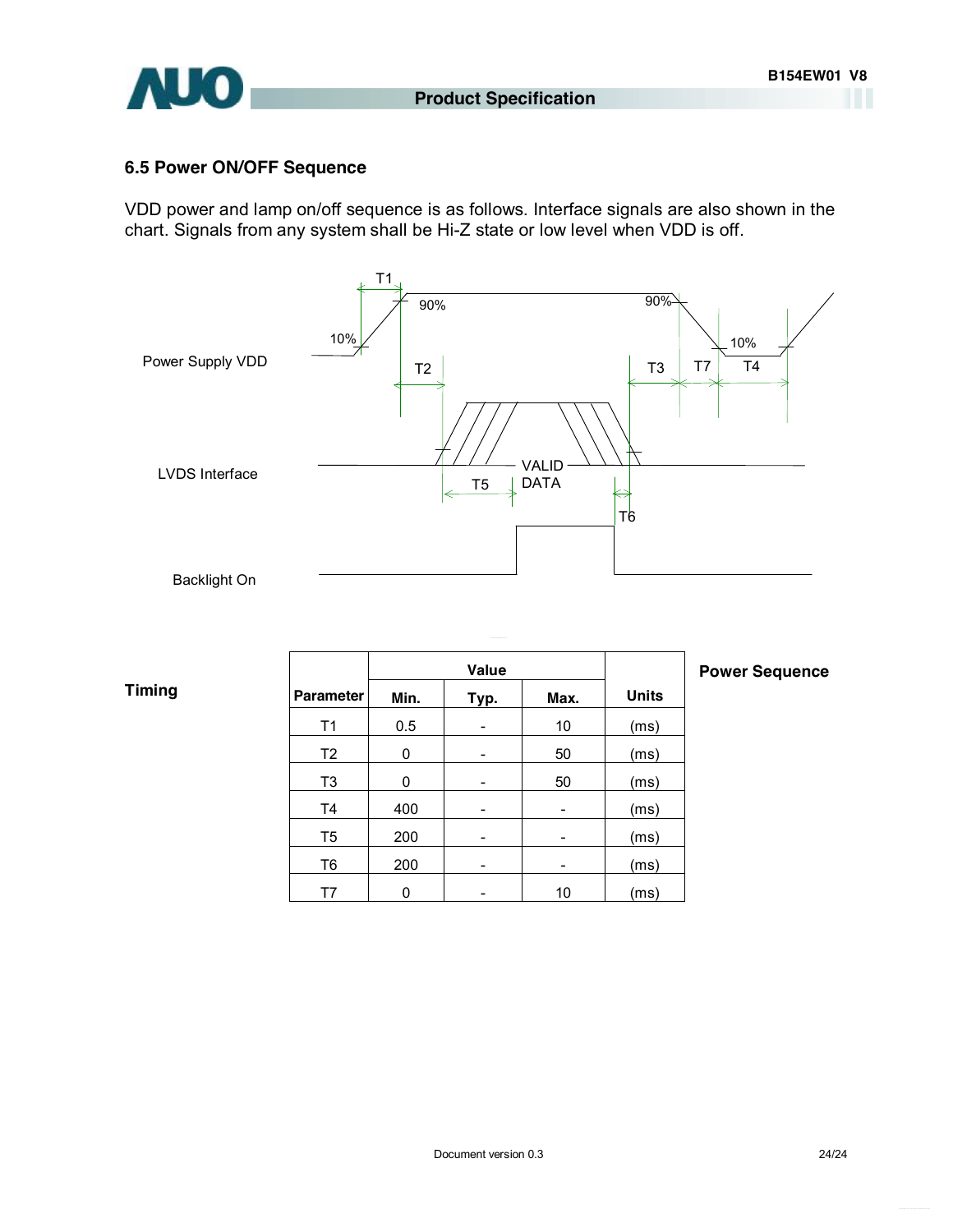### 6.5 Power ON/OFF Sequence

VDD power and lamp on/off sequence is as follows. Interface signals are also shown in the chart. Signals from any system shall be Hi-Z state or low level when VDD is off.

**Timing**

| Parameter | Value | | | Units |
|---|---|---|---|---|
| | Min. | Typ. | Max. | |
| T1 | 0.5 | - | 10 | (ms) |
| T2 | 0 | - | 50 | (ms) |
| T3 | 0 | - | 50 | (ms) |
| T4 | 400 | - | - | (ms) |
| T5 | 200 | - | - | (ms) |
| T6 | 200 | - | - | (ms) |
| T7 | 0 | - | 10 | (ms) |

**Power Sequence**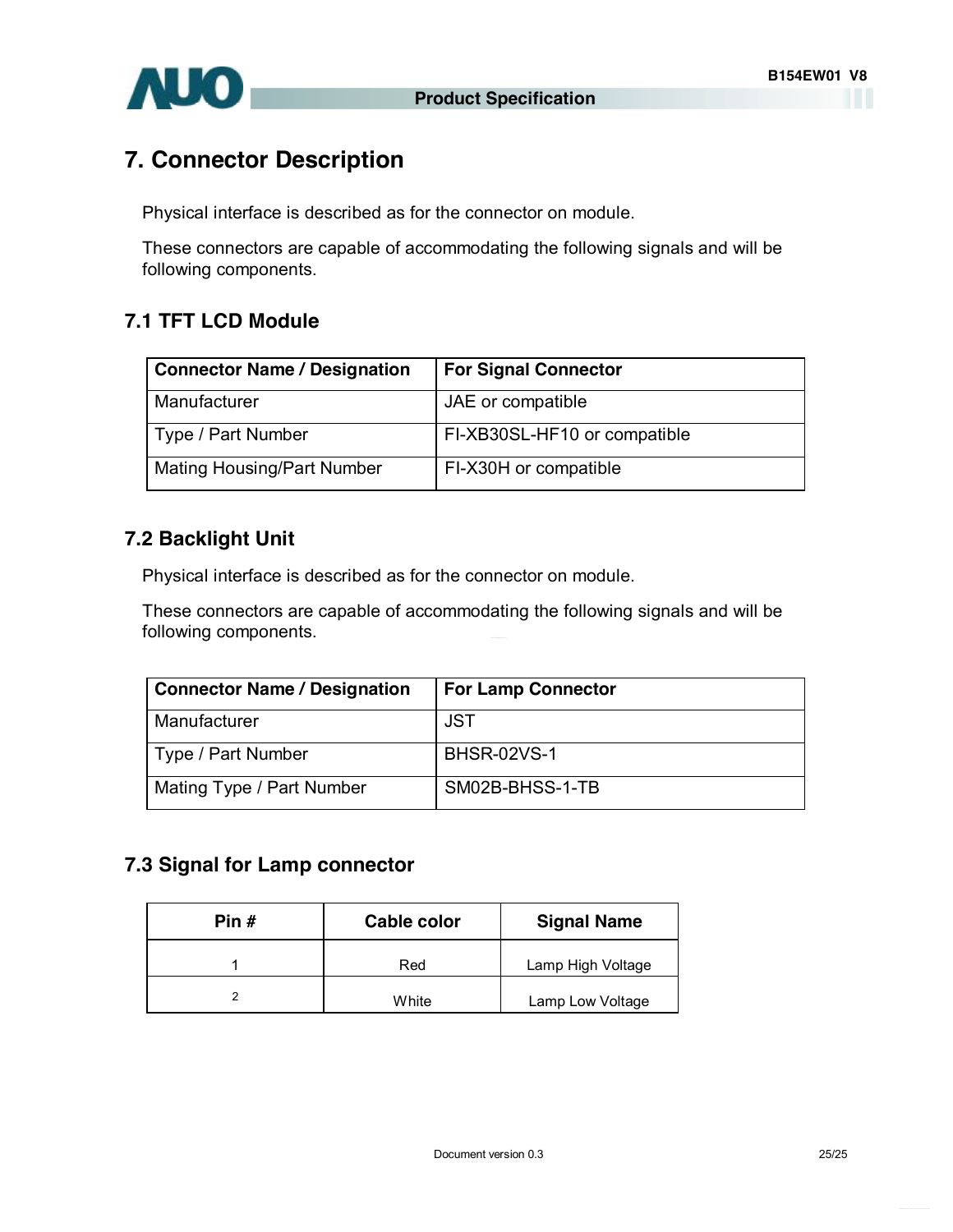# 7. Connector Description

Physical interface is described as for the connector on module.

These connectors are capable of accommodating the following signals and will be following components.

## 7.1 TFT LCD Module

| Connector Name / Designation | For Signal Connector |
|---|---|
| Manufacturer | JAE or compatible |
| Type / Part Number | FI-XB30SL-HF10 or compatible |
| Mating Housing/Part Number | FI-X30H or compatible |

## 7.2 Backlight Unit

Physical interface is described as for the connector on module.

These connectors are capable of accommodating the following signals and will be following components.

| Connector Name / Designation | For Lamp Connector |
|---|---|
| Manufacturer | JST |
| Type / Part Number | BHSR-02VS-1 |
| Mating Type / Part Number | SM02B-BHSS-1-TB |

## 7.3 Signal for Lamp connector

| Pin # | Cable color | Signal Name |
|---|---|---|
| 1 | Red | Lamp High Voltage |
| 2 | White | Lamp Low Voltage |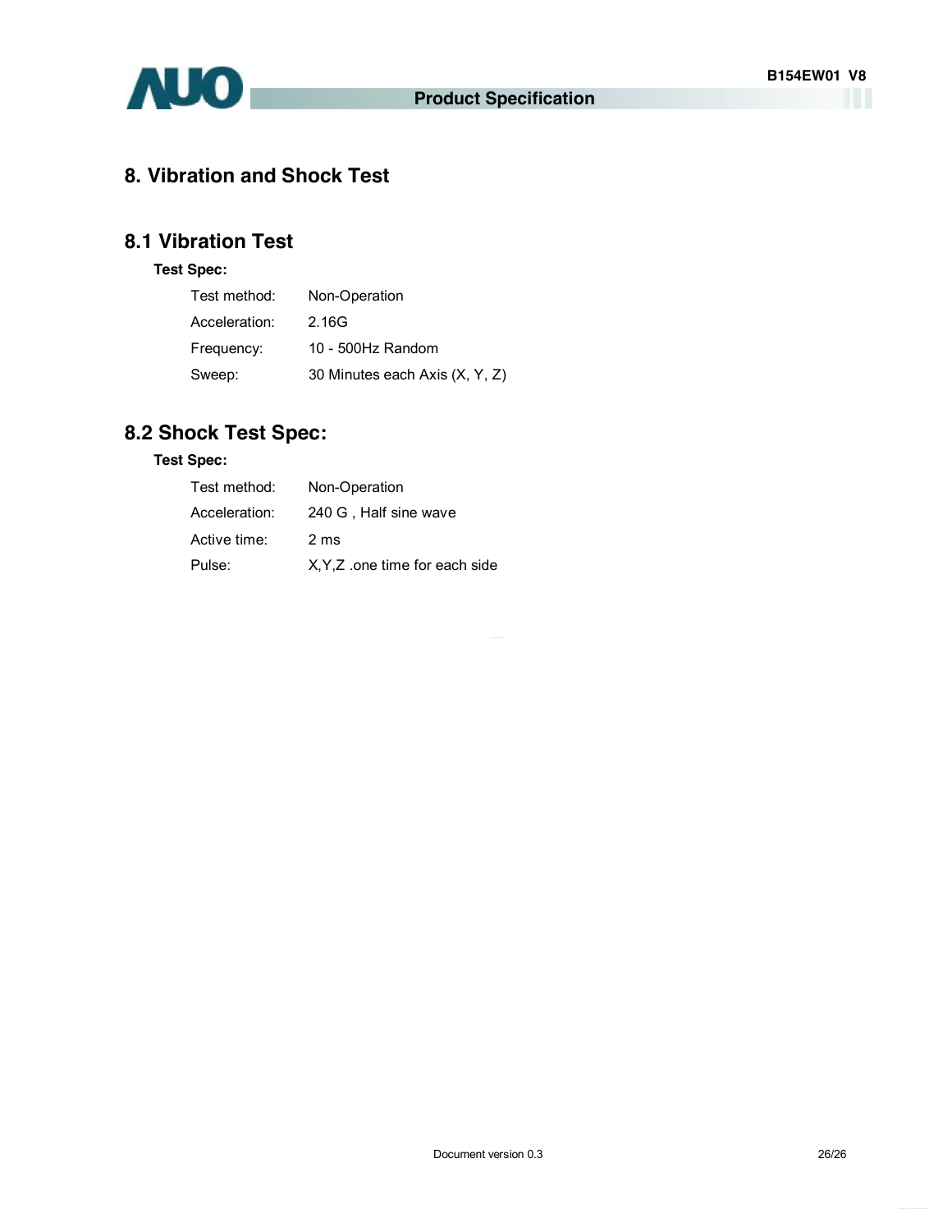# 8. Vibration and Shock Test

## 8.1 Vibration Test

**Test Spec:**

| | |
|---|---|
| Test method: | Non-Operation |
| Acceleration: | 2.16G |
| Frequency: | 10 - 500Hz Random |
| Sweep: | 30 Minutes each Axis (X, Y, Z) |

## 8.2 Shock Test Spec:

**Test Spec:**

| | |
|---|---|
| Test method: | Non-Operation |
| Acceleration: | 240 G , Half sine wave |
| Active time: | 2 ms |
| Pulse: | X,Y,Z .one time for each side |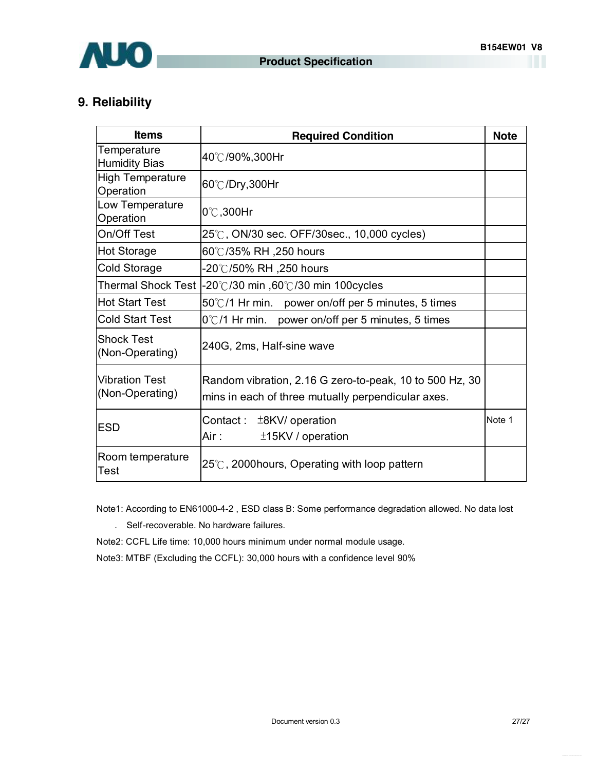## 9. Reliability

| Items | Required Condition | Note |
|---|---|---|
| Temperature Humidity Bias | 40℃/90%,300Hr | |
| High Temperature Operation | 60℃/Dry,300Hr | |
| Low Temperature Operation | 0℃,300Hr | |
| On/Off Test | 25℃, ON/30 sec. OFF/30sec., 10,000 cycles) | |
| Hot Storage | 60℃/35% RH ,250 hours | |
| Cold Storage | -20℃/50% RH ,250 hours | |
| Thermal Shock Test | -20℃/30 min ,60℃/30 min 100cycles | |
| Hot Start Test | 50℃/1 Hr min. power on/off per 5 minutes, 5 times | |
| Cold Start Test | 0℃/1 Hr min. power on/off per 5 minutes, 5 times | |
| Shock Test (Non-Operating) | 240G, 2ms, Half-sine wave | |
| Vibration Test (Non-Operating) | Random vibration, 2.16 G zero-to-peak, 10 to 500 Hz, 30 mins in each of three mutually perpendicular axes. | |
| ESD | Contact : ±8KV/ operation<br>Air : ±15KV / operation | Note 1 |
| Room temperature Test | 25℃, 2000hours, Operating with loop pattern | |

Note1: According to EN61000-4-2 , ESD class B: Some performance degradation allowed. No data lost

. Self-recoverable. No hardware failures.

Note2: CCFL Life time: 10,000 hours minimum under normal module usage.

Note3: MTBF (Excluding the CCFL): 30,000 hours with a confidence level 90%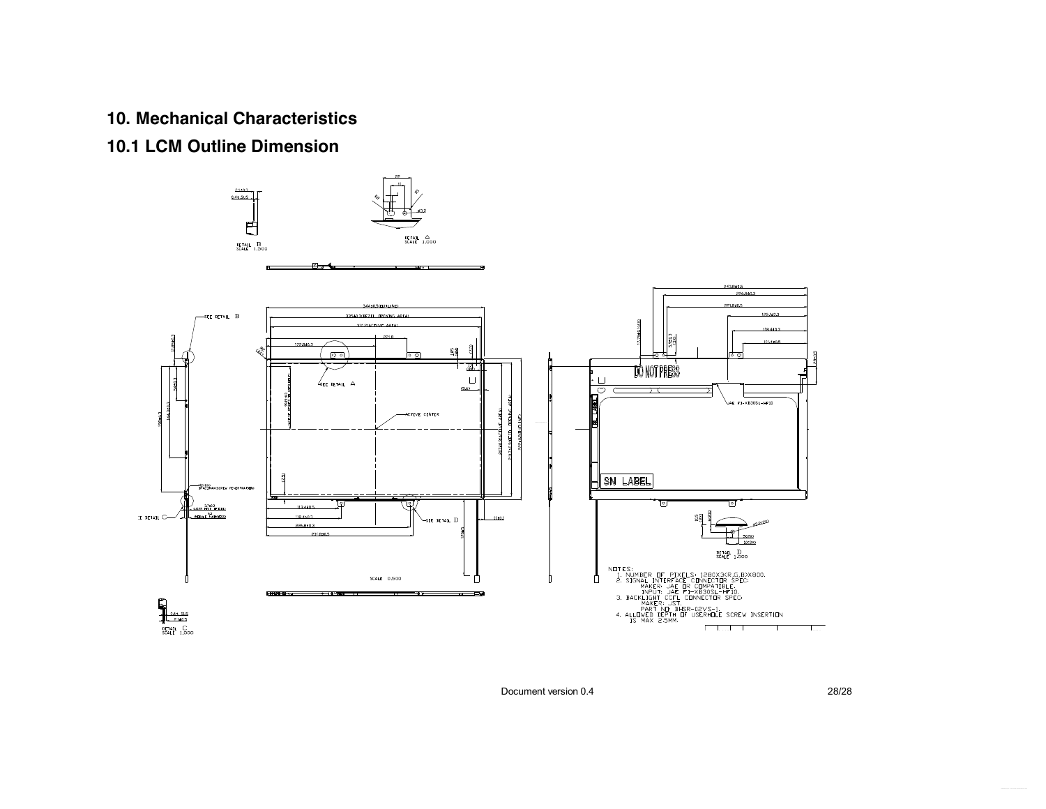# 10. Mechanical Characteristics

## 10.1 LCM Outline Dimension

NOTES:

1. NUMBER OF PIXELS: 1280X3(R,G,B)X800.
2. SIGNAL INTERFACE CONNECTOR SPEC:
   MAKER: JAE OR COMPATIBLE.
   INPUT: JAE FI-XB30SL-HF10.
3. BACKLIGHT CCFL CONNECTOR SPEC:
   MAKER: JST.
   PART NO: BHSR-02VS-1.
4. ALLOWED DEPTH OF USERHOLE SCREW INSERTION
   IS MAX 2.5MM.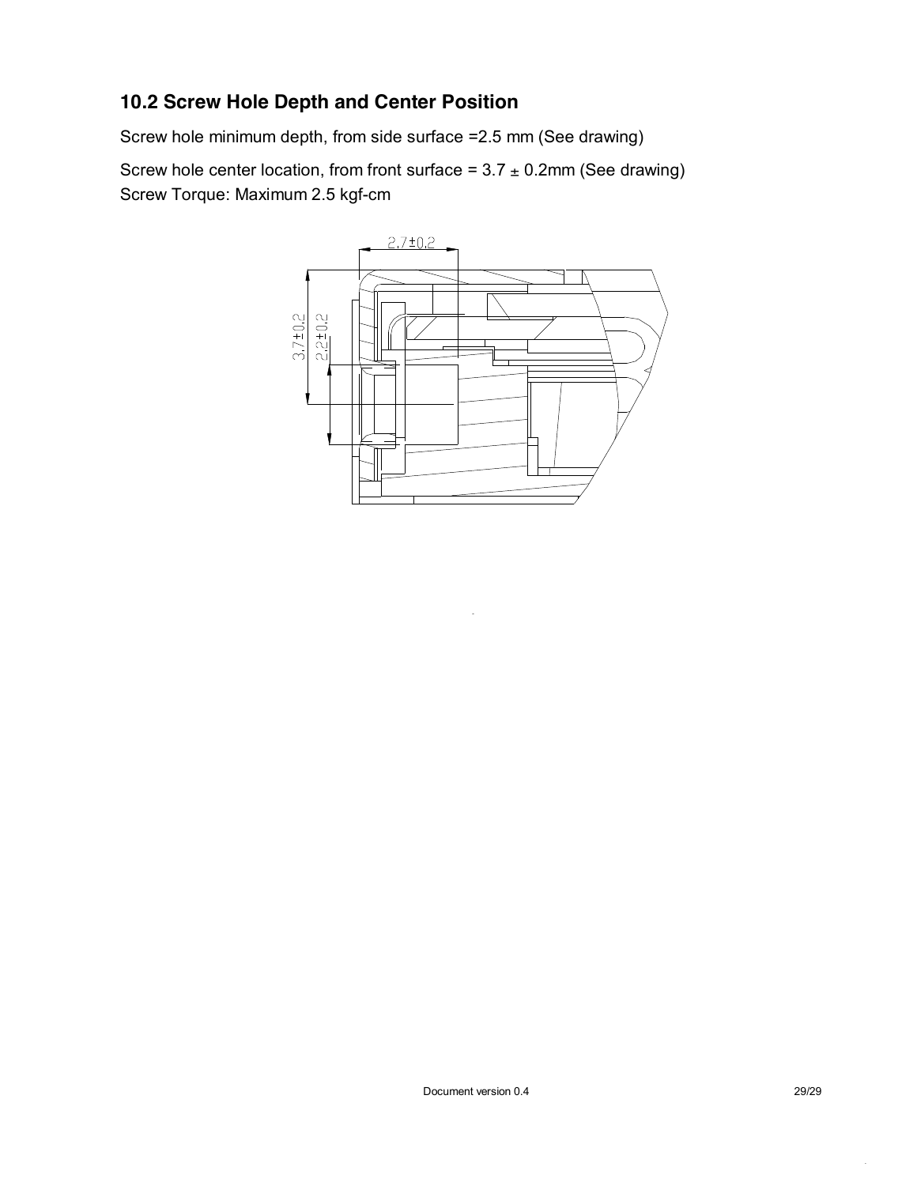## 10.2 Screw Hole Depth and Center Position

Screw hole minimum depth, from side surface =2.5 mm (See drawing)

Screw hole center location, from front surface = 3.7 ± 0.2mm (See drawing)
Screw Torque: Maximum 2.5 kgf-cm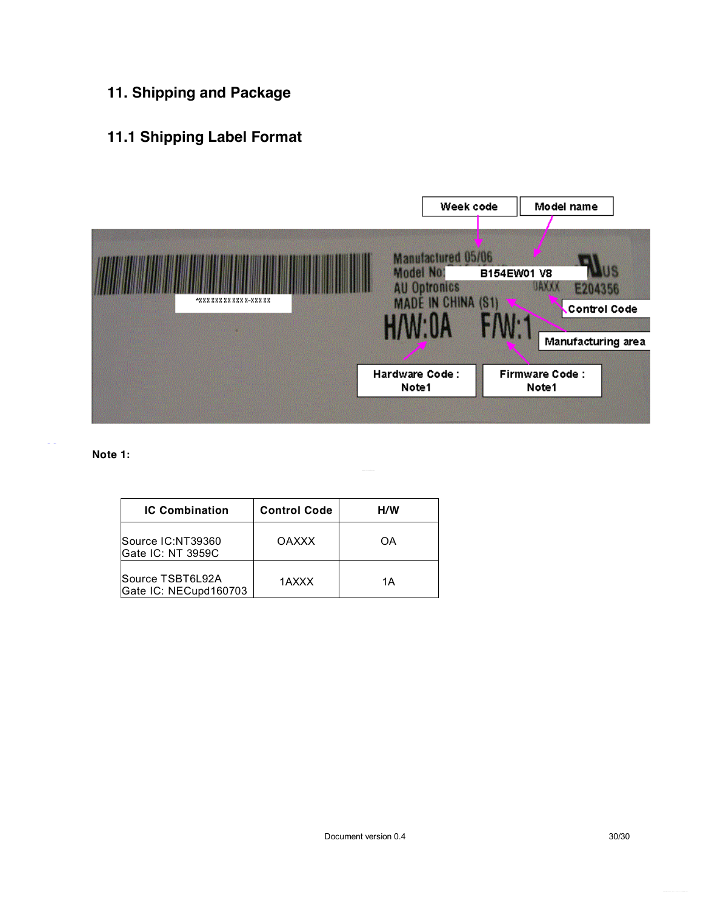# 11. Shipping and Package

## 11.1 Shipping Label Format

Week code | Model name

Manufactured 05/06
Model No: B154EW01 V8
AU Optronics
MADE IN CHINA (S1)
0AXXX
E204356
H/W:0A F/W:1

Control Code
Manufacturing area
Hardware Code : Note1
Firmware Code : Note1

**Note 1:**

| IC Combination | Control Code | H/W |
|---|---|---|
| Source IC:NT39360<br>Gate IC: NT 3959C | OAXXX | OA |
| Source TSBT6L92A<br>Gate IC: NECupd160703 | 1AXXX | 1A |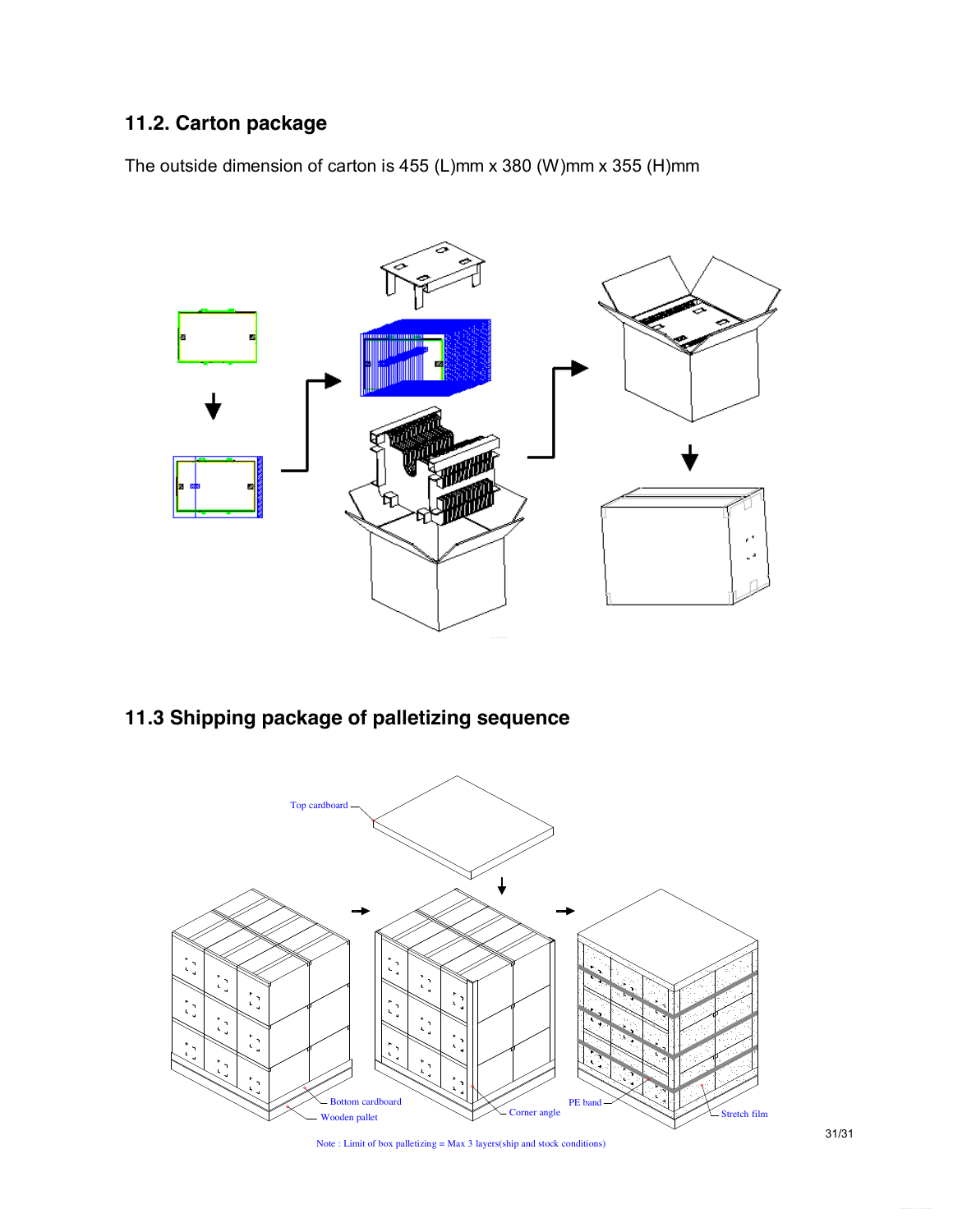## 11.2. Carton package

The outside dimension of carton is 455 (L)mm x 380 (W)mm x 355 (H)mm

## 11.3 Shipping package of palletizing sequence

Top cardboard

Bottom cardboard

Wooden pallet

Corner angle

PE band

Stretch film

Note : Limit of box palletizing = Max 3 layers(ship and stock conditions)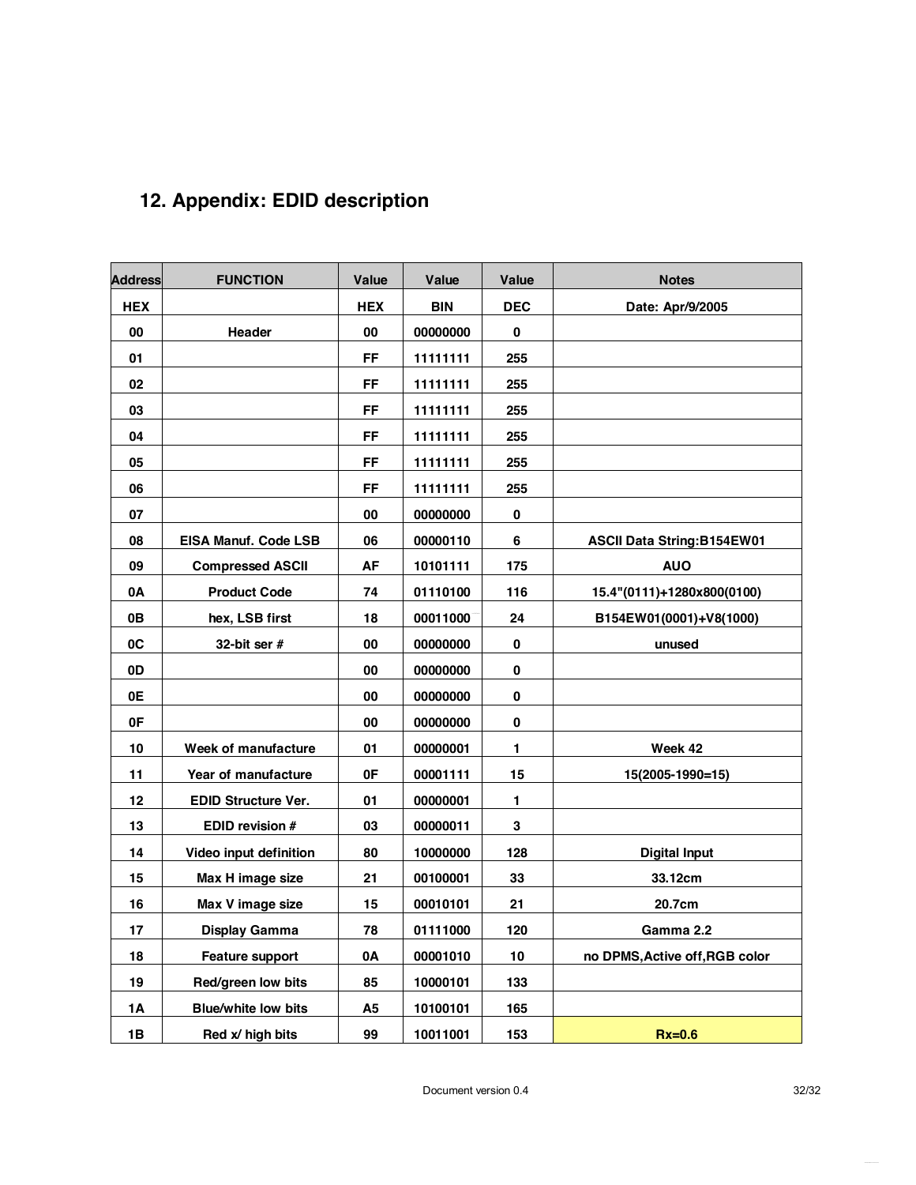## 12. Appendix: EDID description

| Address | FUNCTION | Value | Value | Value | Notes |
|---|---|---|---|---|---|
| HEX | | HEX | BIN | DEC | Date: Apr/9/2005 |
| 00 | Header | 00 | 00000000 | 0 | |
| 01 | | FF | 11111111 | 255 | |
| 02 | | FF | 11111111 | 255 | |
| 03 | | FF | 11111111 | 255 | |
| 04 | | FF | 11111111 | 255 | |
| 05 | | FF | 11111111 | 255 | |
| 06 | | FF | 11111111 | 255 | |
| 07 | | 00 | 00000000 | 0 | |
| 08 | EISA Manuf. Code LSB | 06 | 00000110 | 6 | ASCII Data String:B154EW01 |
| 09 | Compressed ASCII | AF | 10101111 | 175 | AUO |
| 0A | Product Code | 74 | 01110100 | 116 | 15.4"(0111)+1280x800(0100) |
| 0B | hex, LSB first | 18 | 00011000 | 24 | B154EW01(0001)+V8(1000) |
| 0C | 32-bit ser # | 00 | 00000000 | 0 | unused |
| 0D | | 00 | 00000000 | 0 | |
| 0E | | 00 | 00000000 | 0 | |
| 0F | | 00 | 00000000 | 0 | |
| 10 | Week of manufacture | 01 | 00000001 | 1 | Week 42 |
| 11 | Year of manufacture | 0F | 00001111 | 15 | 15(2005-1990=15) |
| 12 | EDID Structure Ver. | 01 | 00000001 | 1 | |
| 13 | EDID revision # | 03 | 00000011 | 3 | |
| 14 | Video input definition | 80 | 10000000 | 128 | Digital Input |
| 15 | Max H image size | 21 | 00100001 | 33 | 33.12cm |
| 16 | Max V image size | 15 | 00010101 | 21 | 20.7cm |
| 17 | Display Gamma | 78 | 01111000 | 120 | Gamma 2.2 |
| 18 | Feature support | 0A | 00001010 | 10 | no DPMS,Active off,RGB color |
| 19 | Red/green low bits | 85 | 10000101 | 133 | |
| 1A | Blue/white low bits | A5 | 10100101 | 165 | |
| 1B | Red x/ high bits | 99 | 10011001 | 153 | Rx=0.6 |

Document version 0.4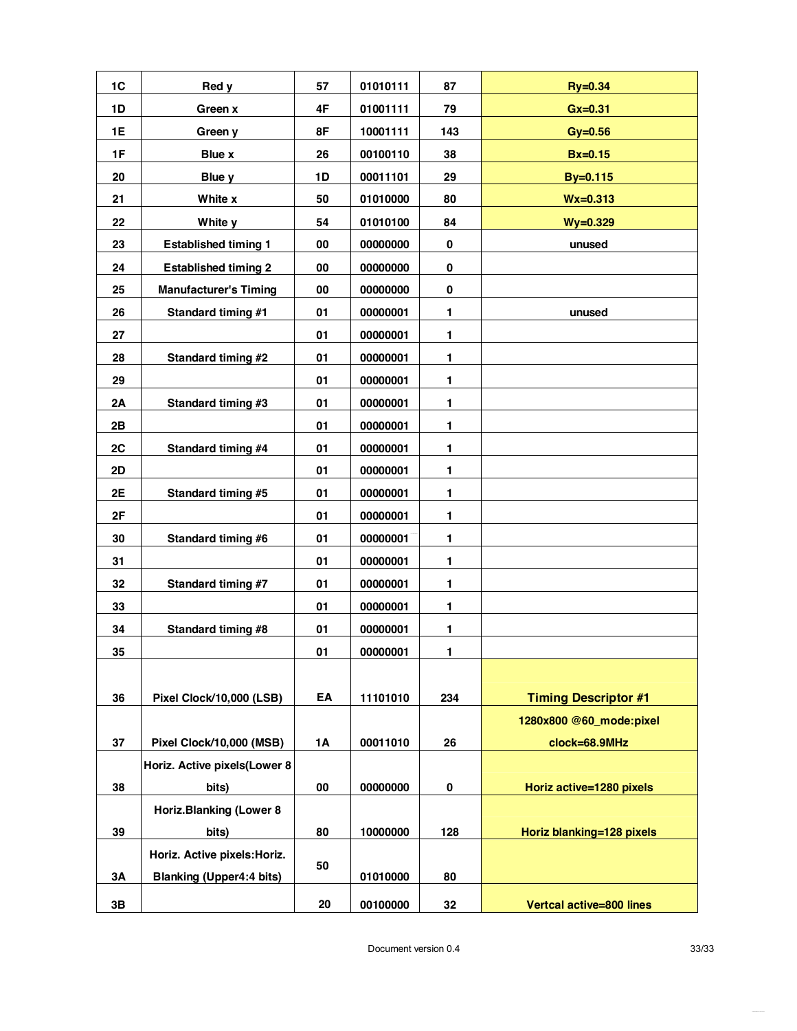| | | | | | |
|---|---|---|---|---|---|
| 1C | Red y | 57 | 01010111 | 87 | Ry=0.34 |
| 1D | Green x | 4F | 01001111 | 79 | Gx=0.31 |
| 1E | Green y | 8F | 10001111 | 143 | Gy=0.56 |
| 1F | Blue x | 26 | 00100110 | 38 | Bx=0.15 |
| 20 | Blue y | 1D | 00011101 | 29 | By=0.115 |
| 21 | White x | 50 | 01010000 | 80 | Wx=0.313 |
| 22 | White y | 54 | 01010100 | 84 | Wy=0.329 |
| 23 | Established timing 1 | 00 | 00000000 | 0 | unused |
| 24 | Established timing 2 | 00 | 00000000 | 0 | |
| 25 | Manufacturer's Timing | 00 | 00000000 | 0 | |
| 26 | Standard timing #1 | 01 | 00000001 | 1 | unused |
| 27 | | 01 | 00000001 | 1 | |
| 28 | Standard timing #2 | 01 | 00000001 | 1 | |
| 29 | | 01 | 00000001 | 1 | |
| 2A | Standard timing #3 | 01 | 00000001 | 1 | |
| 2B | | 01 | 00000001 | 1 | |
| 2C | Standard timing #4 | 01 | 00000001 | 1 | |
| 2D | | 01 | 00000001 | 1 | |
| 2E | Standard timing #5 | 01 | 00000001 | 1 | |
| 2F | | 01 | 00000001 | 1 | |
| 30 | Standard timing #6 | 01 | 00000001 | 1 | |
| 31 | | 01 | 00000001 | 1 | |
| 32 | Standard timing #7 | 01 | 00000001 | 1 | |
| 33 | | 01 | 00000001 | 1 | |
| 34 | Standard timing #8 | 01 | 00000001 | 1 | |
| 35 | | 01 | 00000001 | 1 | |
| 36 | Pixel Clock/10,000 (LSB) | EA | 11101010 | 234 | **Timing Descriptor #1** |
| 37 | Pixel Clock/10,000 (MSB) | 1A | 00011010 | 26 | 1280x800 @60_mode:pixel clock=68.9MHz |
| 38 | Horiz. Active pixels(Lower 8 bits) | 00 | 00000000 | 0 | Horiz active=1280 pixels |
| 39 | Horiz.Blanking (Lower 8 bits) | 80 | 10000000 | 128 | Horiz blanking=128 pixels |
| 3A | Horiz. Active pixels:Horiz. Blanking (Upper4:4 bits) | 50 | 01010000 | 80 | |
| 3B | | 20 | 00100000 | 32 | Vertcal active=800 lines |

Document version 0.4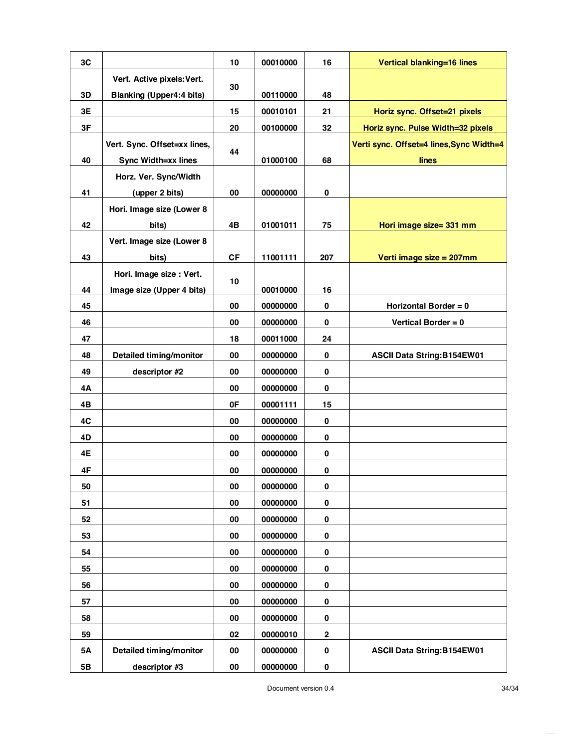| 3C | | 10 | 00010000 | 16 | Vertical blanking=16 lines |
|---|---|---|---|---|---|
| 3D | Vert. Active pixels:Vert. Blanking (Upper4:4 bits) | 30 | 00110000 | 48 | |
| 3E | | 15 | 00010101 | 21 | Horiz sync. Offset=21 pixels |
| 3F | | 20 | 00100000 | 32 | Horiz sync. Pulse Width=32 pixels |
| 40 | Vert. Sync. Offset=xx lines, Sync Width=xx lines | 44 | 01000100 | 68 | Verti sync. Offset=4 lines,Sync Width=4 lines |
| 41 | Horz. Ver. Sync/Width (upper 2 bits) | 00 | 00000000 | 0 | |
| 42 | Hori. Image size (Lower 8 bits) | 4B | 01001011 | 75 | Hori image size= 331 mm |
| 43 | Vert. Image size (Lower 8 bits) | CF | 11001111 | 207 | Verti image size = 207mm |
| 44 | Hori. Image size : Vert. Image size (Upper 4 bits) | 10 | 00010000 | 16 | |
| 45 | | 00 | 00000000 | 0 | Horizontal Border = 0 |
| 46 | | 00 | 00000000 | 0 | Vertical Border = 0 |
| 47 | | 18 | 00011000 | 24 | |
| 48 | Detailed timing/monitor | 00 | 00000000 | 0 | ASCII Data String:B154EW01 |
| 49 | descriptor #2 | 00 | 00000000 | 0 | |
| 4A | | 00 | 00000000 | 0 | |
| 4B | | 0F | 00001111 | 15 | |
| 4C | | 00 | 00000000 | 0 | |
| 4D | | 00 | 00000000 | 0 | |
| 4E | | 00 | 00000000 | 0 | |
| 4F | | 00 | 00000000 | 0 | |
| 50 | | 00 | 00000000 | 0 | |
| 51 | | 00 | 00000000 | 0 | |
| 52 | | 00 | 00000000 | 0 | |
| 53 | | 00 | 00000000 | 0 | |
| 54 | | 00 | 00000000 | 0 | |
| 55 | | 00 | 00000000 | 0 | |
| 56 | | 00 | 00000000 | 0 | |
| 57 | | 00 | 00000000 | 0 | |
| 58 | | 00 | 00000000 | 0 | |
| 59 | | 02 | 00000010 | 2 | |
| 5A | Detailed timing/monitor | 00 | 00000000 | 0 | ASCII Data String:B154EW01 |
| 5B | descriptor #3 | 00 | 00000000 | 0 | |

Document version 0.4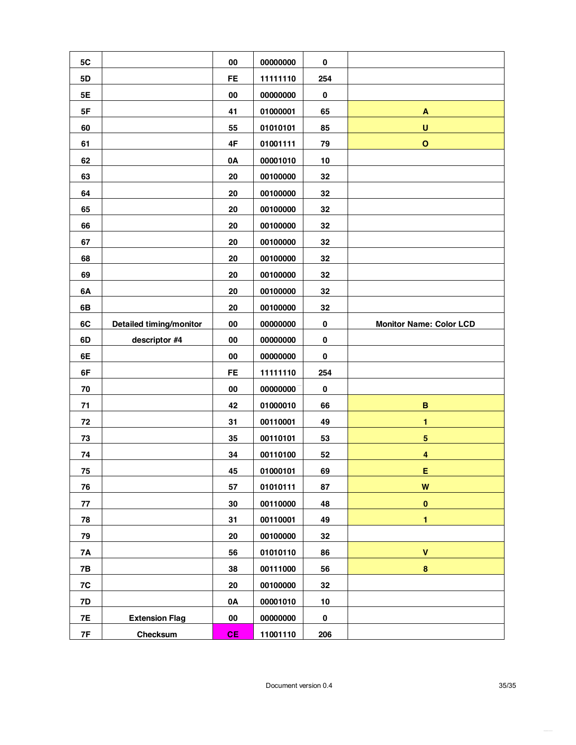| | | | | | |
|---|---|---|---|---|---|
| 5C | | 00 | 00000000 | 0 | |
| 5D | | FE | 11111110 | 254 | |
| 5E | | 00 | 00000000 | 0 | |
| 5F | | 41 | 01000001 | 65 | A |
| 60 | | 55 | 01010101 | 85 | U |
| 61 | | 4F | 01001111 | 79 | O |
| 62 | | 0A | 00001010 | 10 | |
| 63 | | 20 | 00100000 | 32 | |
| 64 | | 20 | 00100000 | 32 | |
| 65 | | 20 | 00100000 | 32 | |
| 66 | | 20 | 00100000 | 32 | |
| 67 | | 20 | 00100000 | 32 | |
| 68 | | 20 | 00100000 | 32 | |
| 69 | | 20 | 00100000 | 32 | |
| 6A | | 20 | 00100000 | 32 | |
| 6B | | 20 | 00100000 | 32 | |
| 6C | Detailed timing/monitor | 00 | 00000000 | 0 | Monitor Name: Color LCD |
| 6D | descriptor #4 | 00 | 00000000 | 0 | |
| 6E | | 00 | 00000000 | 0 | |
| 6F | | FE | 11111110 | 254 | |
| 70 | | 00 | 00000000 | 0 | |
| 71 | | 42 | 01000010 | 66 | B |
| 72 | | 31 | 00110001 | 49 | 1 |
| 73 | | 35 | 00110101 | 53 | 5 |
| 74 | | 34 | 00110100 | 52 | 4 |
| 75 | | 45 | 01000101 | 69 | E |
| 76 | | 57 | 01010111 | 87 | W |
| 77 | | 30 | 00110000 | 48 | 0 |
| 78 | | 31 | 00110001 | 49 | 1 |
| 79 | | 20 | 00100000 | 32 | |
| 7A | | 56 | 01010110 | 86 | V |
| 7B | | 38 | 00111000 | 56 | 8 |
| 7C | | 20 | 00100000 | 32 | |
| 7D | | 0A | 00001010 | 10 | |
| 7E | Extension Flag | 00 | 00000000 | 0 | |
| 7F | Checksum | CE | 11001110 | 206 | |

Document version 0.4